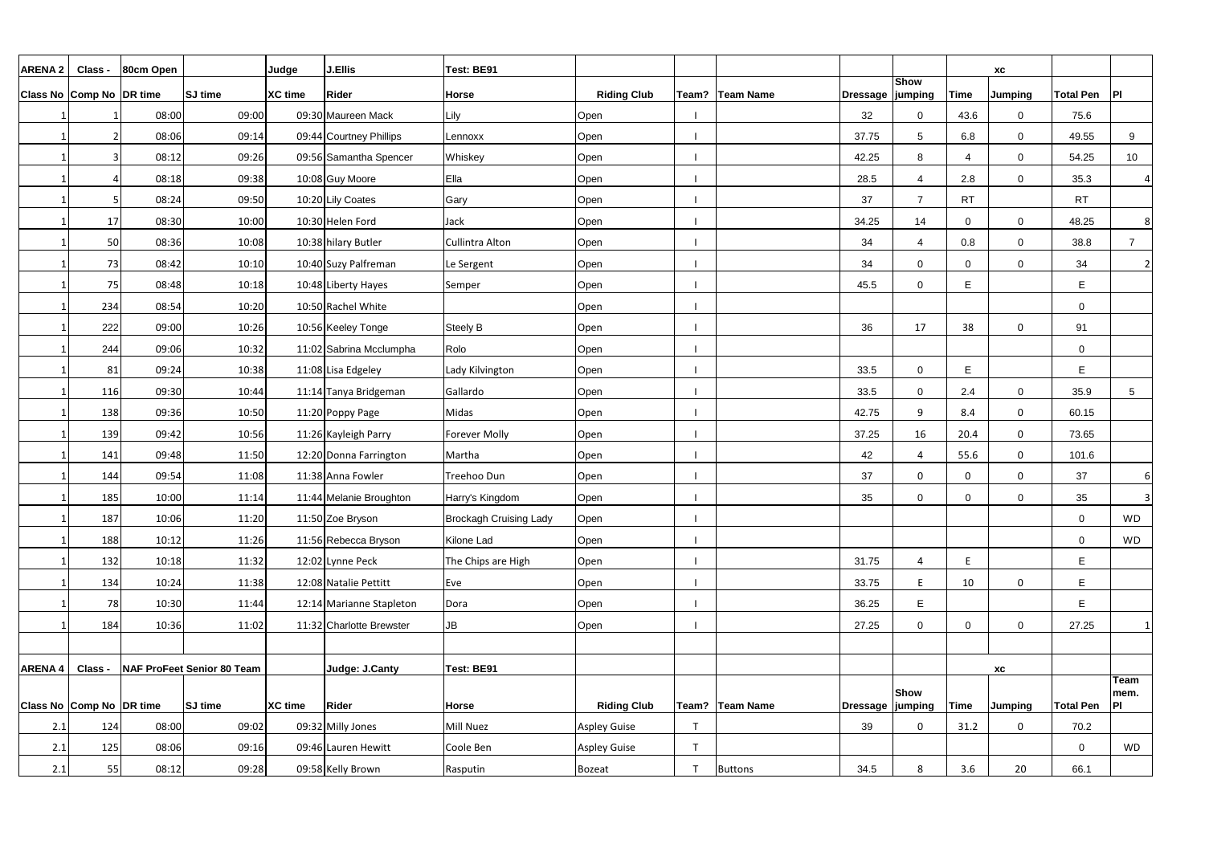| ARENA 2 | Class - | 80cm Open | | Judge | J.Ellis | Test: BE91 | | | | | | XC | | | |
|---|---|---|---|---|---|---|---|---|---|---|---|---|---|---|---|
| Class No | Comp No | DR time | SJ time | XC time | Rider | Horse | Riding Club | Team? | Team Name | Dressage | Show jumping | Time | Jumping | Total Pen | Pl |
| 1 | 1 | 08:00 | 09:00 | 09:30 | Maureen Mack | Lily | Open | I | | 32 | 0 | 43.6 | 0 | 75.6 | |
| 1 | 2 | 08:06 | 09:14 | 09:44 | Courtney Phillips | Lennoxx | Open | I | | 37.75 | 5 | 6.8 | 0 | 49.55 | 9 |
| 1 | 3 | 08:12 | 09:26 | 09:56 | Samantha Spencer | Whiskey | Open | I | | 42.25 | 8 | 4 | 0 | 54.25 | 10 |
| 1 | 4 | 08:18 | 09:38 | 10:08 | Guy Moore | Ella | Open | I | | 28.5 | 4 | 2.8 | 0 | 35.3 | 4 |
| 1 | 5 | 08:24 | 09:50 | 10:20 | Lily Coates | Gary | Open | I | | 37 | 7 | RT | | RT | |
| 1 | 17 | 08:30 | 10:00 | 10:30 | Helen Ford | Jack | Open | I | | 34.25 | 14 | 0 | 0 | 48.25 | 8 |
| 1 | 50 | 08:36 | 10:08 | 10:38 | hilary Butler | Cullintra Alton | Open | I | | 34 | 4 | 0.8 | 0 | 38.8 | 7 |
| 1 | 73 | 08:42 | 10:10 | 10:40 | Suzy Palfreman | Le Sergent | Open | I | | 34 | 0 | 0 | 0 | 34 | 2 |
| 1 | 75 | 08:48 | 10:18 | 10:48 | Liberty Hayes | Semper | Open | I | | 45.5 | 0 | E | | E | |
| 1 | 234 | 08:54 | 10:20 | 10:50 | Rachel White | | Open | I | | | | | | 0 | |
| 1 | 222 | 09:00 | 10:26 | 10:56 | Keeley Tonge | Steely B | Open | I | | 36 | 17 | 38 | 0 | 91 | |
| 1 | 244 | 09:06 | 10:32 | 11:02 | Sabrina Mcclumpha | Rolo | Open | I | | | | | | 0 | |
| 1 | 81 | 09:24 | 10:38 | 11:08 | Lisa Edgeley | Lady Kilvington | Open | I | | 33.5 | 0 | E | | E | |
| 1 | 116 | 09:30 | 10:44 | 11:14 | Tanya Bridgeman | Gallardo | Open | I | | 33.5 | 0 | 2.4 | 0 | 35.9 | 5 |
| 1 | 138 | 09:36 | 10:50 | 11:20 | Poppy Page | Midas | Open | I | | 42.75 | 9 | 8.4 | 0 | 60.15 | |
| 1 | 139 | 09:42 | 10:56 | 11:26 | Kayleigh Parry | Forever Molly | Open | I | | 37.25 | 16 | 20.4 | 0 | 73.65 | |
| 1 | 141 | 09:48 | 11:50 | 12:20 | Donna Farrington | Martha | Open | I | | 42 | 4 | 55.6 | 0 | 101.6 | |
| 1 | 144 | 09:54 | 11:08 | 11:38 | Anna Fowler | Treehoo Dun | Open | I | | 37 | 0 | 0 | 0 | 37 | 6 |
| 1 | 185 | 10:00 | 11:14 | 11:44 | Melanie Broughton | Harry's Kingdom | Open | I | | 35 | 0 | 0 | 0 | 35 | 3 |
| 1 | 187 | 10:06 | 11:20 | 11:50 | Zoe Bryson | Brockagh Cruising Lady | Open | I | | | | | | 0 | WD |
| 1 | 188 | 10:12 | 11:26 | 11:56 | Rebecca Bryson | Kilone Lad | Open | I | | | | | | 0 | WD |
| 1 | 132 | 10:18 | 11:32 | 12:02 | Lynne Peck | The Chips are High | Open | I | | 31.75 | 4 | E | | E | |
| 1 | 134 | 10:24 | 11:38 | 12:08 | Natalie Pettitt | Eve | Open | I | | 33.75 | E | 10 | 0 | E | |
| 1 | 78 | 10:30 | 11:44 | 12:14 | Marianne Stapleton | Dora | Open | I | | 36.25 | E | | | E | |
| 1 | 184 | 10:36 | 11:02 | 11:32 | Charlotte Brewster | JB | Open | I | | 27.25 | 0 | 0 | 0 | 27.25 | 1 |

| ARENA 4 | Class - | NAF ProFeet Senior 80 Team | | | Judge: J.Canty | Test: BE91 | | | | | | XC | | | |
|---|---|---|---|---|---|---|---|---|---|---|---|---|---|---|---|
| Class No | Comp No | DR time | SJ time | XC time | Rider | Horse | Riding Club | Team? | Team Name | Dressage | Show jumping | Time | Jumping | Total Pen | Team mem. Pl |
| 2.1 | 124 | 08:00 | 09:02 | 09:32 | Milly Jones | Mill Nuez | Aspley Guise | T | | 39 | 0 | 31.2 | 0 | 70.2 | |
| 2.1 | 125 | 08:06 | 09:16 | 09:46 | Lauren Hewitt | Coole Ben | Aspley Guise | T | | | | | | 0 | WD |
| 2.1 | 55 | 08:12 | 09:28 | 09:58 | Kelly Brown | Rasputin | Bozeat | T | Buttons | 34.5 | 8 | 3.6 | 20 | 66.1 | |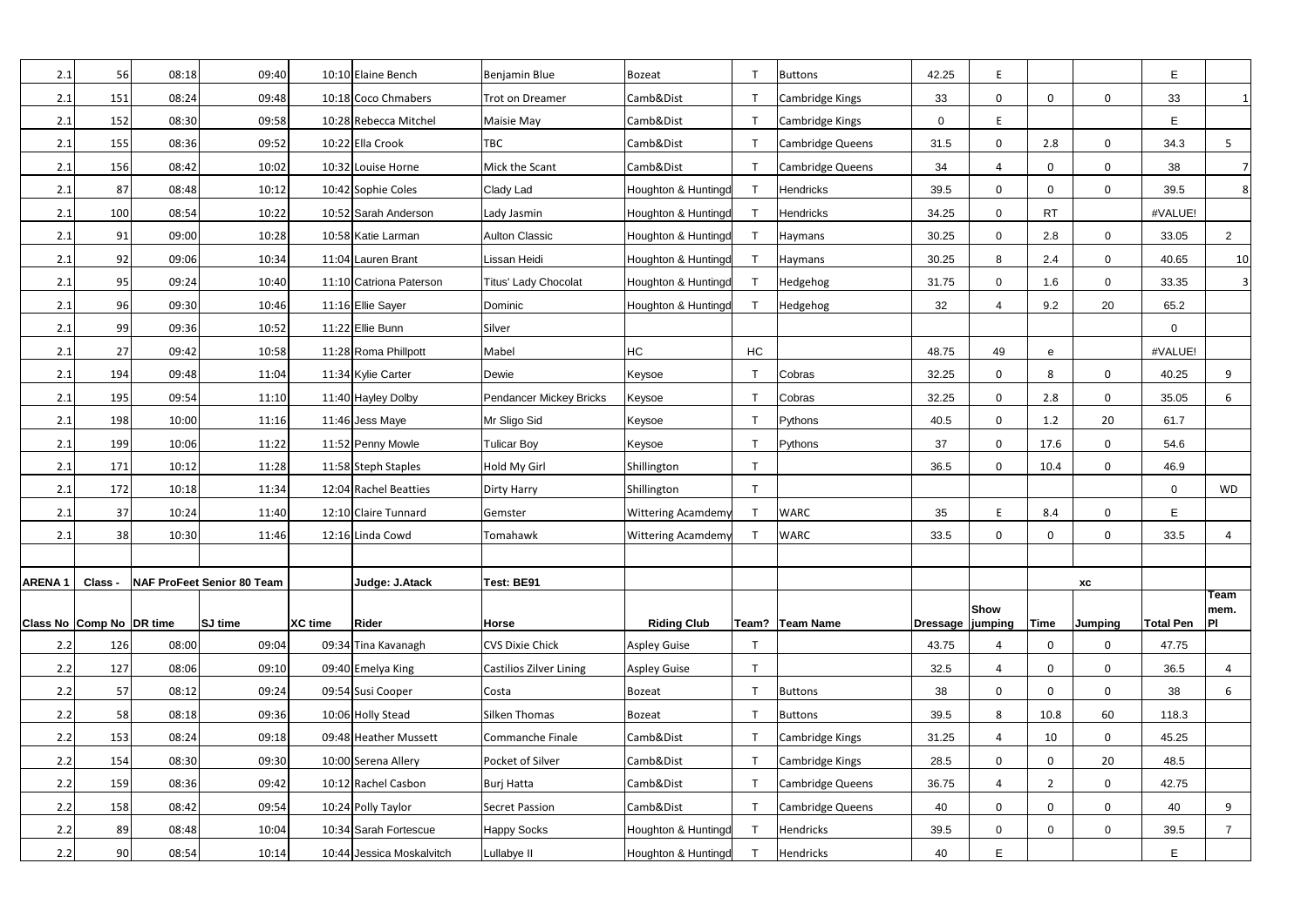| | | | | | | | | | | | | | | | | |
|---|---|---|---|---|---|---|---|---|---|---|---|---|---|---|---|---|
| 2.1 | 56 | 08:18 | 09:40 | 10:10 | Elaine Bench | Benjamin Blue | Bozeat | T | Buttons | 42.25 | E | | | E | |
| 2.1 | 151 | 08:24 | 09:48 | 10:18 | Coco Chmabers | Trot on Dreamer | Camb&Dist | T | Cambridge Kings | 33 | 0 | 0 | 0 | 33 | 1 |
| 2.1 | 152 | 08:30 | 09:58 | 10:28 | Rebecca Mitchel | Maisie May | Camb&Dist | T | Cambridge Kings | 0 | E | | | E | |
| 2.1 | 155 | 08:36 | 09:52 | 10:22 | Ella Crook | TBC | Camb&Dist | T | Cambridge Queens | 31.5 | 0 | 2.8 | 0 | 34.3 | 5 |
| 2.1 | 156 | 08:42 | 10:02 | 10:32 | Louise Horne | Mick the Scant | Camb&Dist | T | Cambridge Queens | 34 | 4 | 0 | 0 | 38 | 7 |
| 2.1 | 87 | 08:48 | 10:12 | 10:42 | Sophie Coles | Clady Lad | Houghton & Huntingd | T | Hendricks | 39.5 | 0 | 0 | 0 | 39.5 | 8 |
| 2.1 | 100 | 08:54 | 10:22 | 10:52 | Sarah Anderson | Lady Jasmin | Houghton & Huntingd | T | Hendricks | 34.25 | 0 | RT | | #VALUE! | |
| 2.1 | 91 | 09:00 | 10:28 | 10:58 | Katie Larman | Aulton Classic | Houghton & Huntingd | T | Haymans | 30.25 | 0 | 2.8 | 0 | 33.05 | 2 |
| 2.1 | 92 | 09:06 | 10:34 | 11:04 | Lauren Brant | Lissan Heidi | Houghton & Huntingd | T | Haymans | 30.25 | 8 | 2.4 | 0 | 40.65 | 10 |
| 2.1 | 95 | 09:24 | 10:40 | 11:10 | Catriona Paterson | Titus' Lady Chocolat | Houghton & Huntingd | T | Hedgehog | 31.75 | 0 | 1.6 | 0 | 33.35 | 3 |
| 2.1 | 96 | 09:30 | 10:46 | 11:16 | Ellie Sayer | Dominic | Houghton & Huntingd | T | Hedgehog | 32 | 4 | 9.2 | 20 | 65.2 | |
| 2.1 | 99 | 09:36 | 10:52 | 11:22 | Ellie Bunn | Silver | | | | | | | | 0 | |
| 2.1 | 27 | 09:42 | 10:58 | 11:28 | Roma Phillpott | Mabel | HC | HC | | 48.75 | 49 | e | | #VALUE! | |
| 2.1 | 194 | 09:48 | 11:04 | 11:34 | Kylie Carter | Dewie | Keysoe | T | Cobras | 32.25 | 0 | 8 | 0 | 40.25 | 9 |
| 2.1 | 195 | 09:54 | 11:10 | 11:40 | Hayley Dolby | Pendancer Mickey Bricks | Keysoe | T | Cobras | 32.25 | 0 | 2.8 | 0 | 35.05 | 6 |
| 2.1 | 198 | 10:00 | 11:16 | 11:46 | Jess Maye | Mr Sligo Sid | Keysoe | T | Pythons | 40.5 | 0 | 1.2 | 20 | 61.7 | |
| 2.1 | 199 | 10:06 | 11:22 | 11:52 | Penny Mowle | Tulicar Boy | Keysoe | T | Pythons | 37 | 0 | 17.6 | 0 | 54.6 | |
| 2.1 | 171 | 10:12 | 11:28 | 11:58 | Steph Staples | Hold My Girl | Shillington | T | | 36.5 | 0 | 10.4 | 0 | 46.9 | |
| 2.1 | 172 | 10:18 | 11:34 | 12:04 | Rachel Beatties | Dirty Harry | Shillington | T | | | | | | 0 | WD |
| 2.1 | 37 | 10:24 | 11:40 | 12:10 | Claire Tunnard | Gemster | Wittering Acamdemy | T | WARC | 35 | E | 8.4 | 0 | E | |
| 2.1 | 38 | 10:30 | 11:46 | 12:16 | Linda Cowd | Tomahawk | Wittering Acamdemy | T | WARC | 33.5 | 0 | 0 | 0 | 33.5 | 4 |

| ARENA 1 | Class - | NAF ProFeet Senior 80 Team | | | Judge: J.Atack | Test: BE91 | | | | | | XC | | | |
|---|---|---|---|---|---|---|---|---|---|---|---|---|---|---|---|
| Class No | Comp No | DR time | SJ time | XC time | Rider | Horse | Riding Club | Team? | Team Name | Dressage | Show jumping | Time | Jumping | Total Pen | Team mem. Pl |
| 2.2 | 126 | 08:00 | 09:04 | 09:34 | Tina Kavanagh | CVS Dixie Chick | Aspley Guise | T | | 43.75 | 4 | 0 | 0 | 47.75 | |
| 2.2 | 127 | 08:06 | 09:10 | 09:40 | Emelya King | Castilios Zilver Lining | Aspley Guise | T | | 32.5 | 4 | 0 | 0 | 36.5 | 4 |
| 2.2 | 57 | 08:12 | 09:24 | 09:54 | Susi Cooper | Costa | Bozeat | T | Buttons | 38 | 0 | 0 | 0 | 38 | 6 |
| 2.2 | 58 | 08:18 | 09:36 | 10:06 | Holly Stead | Silken Thomas | Bozeat | T | Buttons | 39.5 | 8 | 10.8 | 60 | 118.3 | |
| 2.2 | 153 | 08:24 | 09:18 | 09:48 | Heather Mussett | Commanche Finale | Camb&Dist | T | Cambridge Kings | 31.25 | 4 | 10 | 0 | 45.25 | |
| 2.2 | 154 | 08:30 | 09:30 | 10:00 | Serena Allery | Pocket of Silver | Camb&Dist | T | Cambridge Kings | 28.5 | 0 | 0 | 20 | 48.5 | |
| 2.2 | 159 | 08:36 | 09:42 | 10:12 | Rachel Casbon | Burj Hatta | Camb&Dist | T | Cambridge Queens | 36.75 | 4 | 2 | 0 | 42.75 | |
| 2.2 | 158 | 08:42 | 09:54 | 10:24 | Polly Taylor | Secret Passion | Camb&Dist | T | Cambridge Queens | 40 | 0 | 0 | 0 | 40 | 9 |
| 2.2 | 89 | 08:48 | 10:04 | 10:34 | Sarah Fortescue | Happy Socks | Houghton & Huntingd | T | Hendricks | 39.5 | 0 | 0 | 0 | 39.5 | 7 |
| 2.2 | 90 | 08:54 | 10:14 | 10:44 | Jessica Moskalvitch | Lullabye II | Houghton & Huntingd | T | Hendricks | 40 | E | | | E | |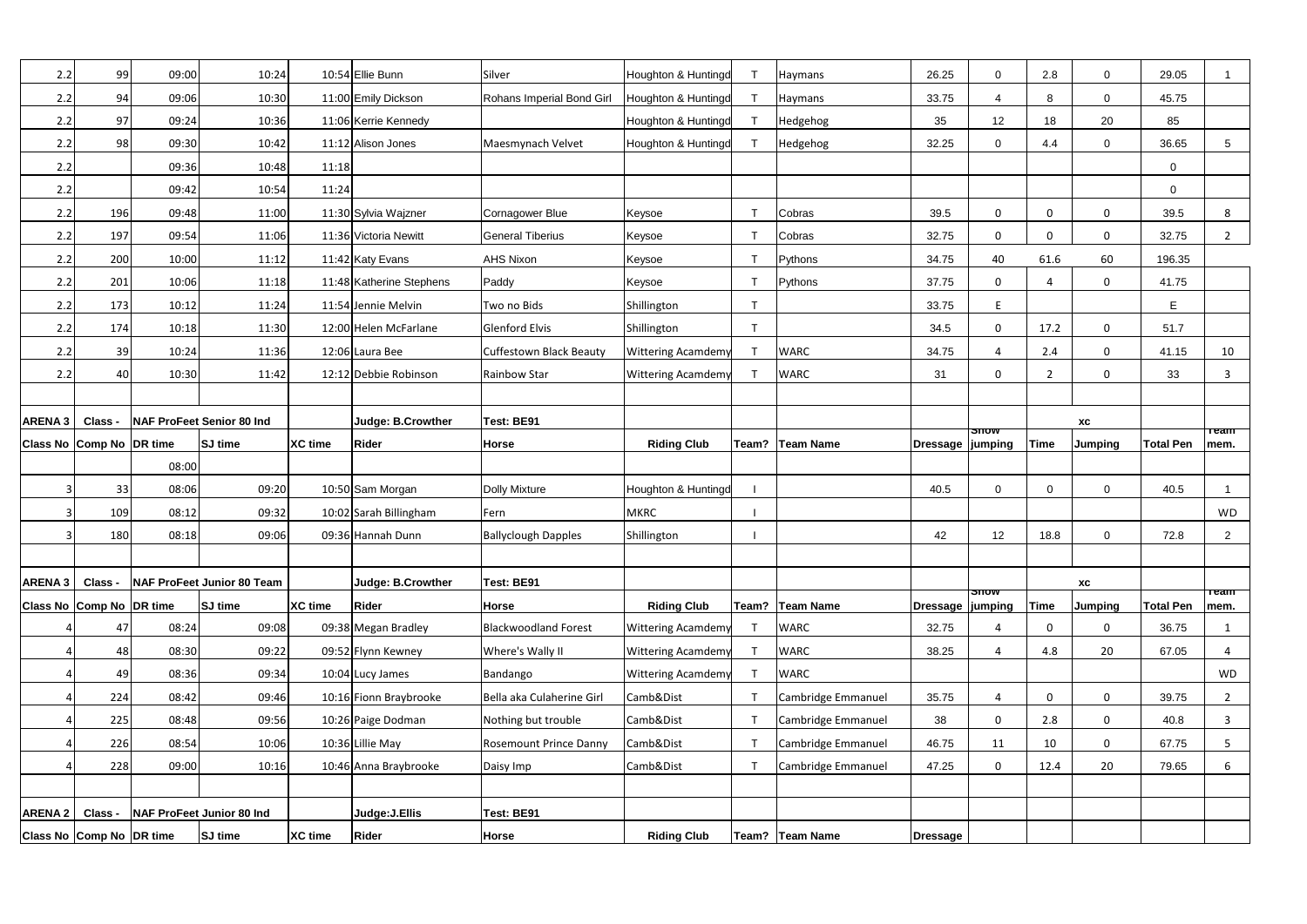| 2.2 | 99 | 09:00 | 10:24 | 10:54 | Ellie Bunn | Silver | Houghton & Huntingd | T | Haymans | 26.25 | 0 | 2.8 | 0 | 29.05 | 1 |
|---|---|---|---|---|---|---|---|---|---|---|---|---|---|---|---|
| 2.2 | 94 | 09:06 | 10:30 | 11:00 | Emily Dickson | Rohans Imperial Bond Girl | Houghton & Huntingd | T | Haymans | 33.75 | 4 | 8 | 0 | 45.75 | |
| 2.2 | 97 | 09:24 | 10:36 | 11:06 | Kerrie Kennedy | | Houghton & Huntingd | T | Hedgehog | 35 | 12 | 18 | 20 | 85 | |
| 2.2 | 98 | 09:30 | 10:42 | 11:12 | Alison Jones | Maesmynach Velvet | Houghton & Huntingd | T | Hedgehog | 32.25 | 0 | 4.4 | 0 | 36.65 | 5 |
| 2.2 | | 09:36 | 10:48 | 11:18 | | | | | | | | | | 0 | |
| 2.2 | | 09:42 | 10:54 | 11:24 | | | | | | | | | | 0 | |
| 2.2 | 196 | 09:48 | 11:00 | 11:30 | Sylvia Wajzner | Cornagower Blue | Keysoe | T | Cobras | 39.5 | 0 | 0 | 0 | 39.5 | 8 |
| 2.2 | 197 | 09:54 | 11:06 | 11:36 | Victoria Newitt | General Tiberius | Keysoe | T | Cobras | 32.75 | 0 | 0 | 0 | 32.75 | 2 |
| 2.2 | 200 | 10:00 | 11:12 | 11:42 | Katy Evans | AHS Nixon | Keysoe | T | Pythons | 34.75 | 40 | 61.6 | 60 | 196.35 | |
| 2.2 | 201 | 10:06 | 11:18 | 11:48 | Katherine Stephens | Paddy | Keysoe | T | Pythons | 37.75 | 0 | 4 | 0 | 41.75 | |
| 2.2 | 173 | 10:12 | 11:24 | 11:54 | Jennie Melvin | Two no Bids | Shillington | T | | 33.75 | E | | | E | |
| 2.2 | 174 | 10:18 | 11:30 | 12:00 | Helen McFarlane | Glenford Elvis | Shillington | T | | 34.5 | 0 | 17.2 | 0 | 51.7 | |
| 2.2 | 39 | 10:24 | 11:36 | 12:06 | Laura Bee | Cuffestown Black Beauty | Wittering Acamdemy | T | WARC | 34.75 | 4 | 2.4 | 0 | 41.15 | 10 |
| 2.2 | 40 | 10:30 | 11:42 | 12:12 | Debbie Robinson | Rainbow Star | Wittering Acamdemy | T | WARC | 31 | 0 | 2 | 0 | 33 | 3 |

| ARENA 3 | Class - | NAF ProFeet Senior 80 Ind | | | Judge: B.Crowther | Test: BE91 | | | | | | | XC | | |
|---|---|---|---|---|---|---|---|---|---|---|---|---|---|---|---|
| Class No | Comp No | DR time | SJ time | XC time | Rider | Horse | Riding Club | Team? | Team Name | Dressage | Show jumping | Time | Jumping | Total Pen | Team mem. |
| | | 08:00 | | | | | | | | | | | | | |
| 3 | 33 | 08:06 | 09:20 | 10:50 | Sam Morgan | Dolly Mixture | Houghton & Huntingd | I | | 40.5 | 0 | 0 | 0 | 40.5 | 1 |
| 3 | 109 | 08:12 | 09:32 | 10:02 | Sarah Billingham | Fern | MKRC | I | | | | | | | WD |
| 3 | 180 | 08:18 | 09:06 | 09:36 | Hannah Dunn | Ballyclough Dapples | Shillington | I | | 42 | 12 | 18.8 | 0 | 72.8 | 2 |

| ARENA 3 | Class - | NAF ProFeet Junior 80 Team | | | Judge: B.Crowther | Test: BE91 | | | | | | | XC | | |
|---|---|---|---|---|---|---|---|---|---|---|---|---|---|---|---|
| Class No | Comp No | DR time | SJ time | XC time | Rider | Horse | Riding Club | Team? | Team Name | Dressage | Show jumping | Time | Jumping | Total Pen | Team mem. |
| 4 | 47 | 08:24 | 09:08 | 09:38 | Megan Bradley | Blackwoodland Forest | Wittering Acamdemy | T | WARC | 32.75 | 4 | 0 | 0 | 36.75 | 1 |
| 4 | 48 | 08:30 | 09:22 | 09:52 | Flynn Kewney | Where's Wally II | Wittering Acamdemy | T | WARC | 38.25 | 4 | 4.8 | 20 | 67.05 | 4 |
| 4 | 49 | 08:36 | 09:34 | 10:04 | Lucy James | Bandango | Wittering Acamdemy | T | WARC | | | | | | WD |
| 4 | 224 | 08:42 | 09:46 | 10:16 | Fionn Braybrooke | Bella aka Culaherine Girl | Camb&Dist | T | Cambridge Emmanuel | 35.75 | 4 | 0 | 0 | 39.75 | 2 |
| 4 | 225 | 08:48 | 09:56 | 10:26 | Paige Dodman | Nothing but trouble | Camb&Dist | T | Cambridge Emmanuel | 38 | 0 | 2.8 | 0 | 40.8 | 3 |
| 4 | 226 | 08:54 | 10:06 | 10:36 | Lillie May | Rosemount Prince Danny | Camb&Dist | T | Cambridge Emmanuel | 46.75 | 11 | 10 | 0 | 67.75 | 5 |
| 4 | 228 | 09:00 | 10:16 | 10:46 | Anna Braybrooke | Daisy Imp | Camb&Dist | T | Cambridge Emmanuel | 47.25 | 0 | 12.4 | 20 | 79.65 | 6 |

| ARENA 2 | Class - | NAF ProFeet Junior 80 Ind | | | Judge:J.Ellis | Test: BE91 | | | | | | | | | |
|---|---|---|---|---|---|---|---|---|---|---|---|---|---|---|---|
| Class No | Comp No | DR time | SJ time | XC time | Rider | Horse | Riding Club | Team? | Team Name | Dressage | | | | | |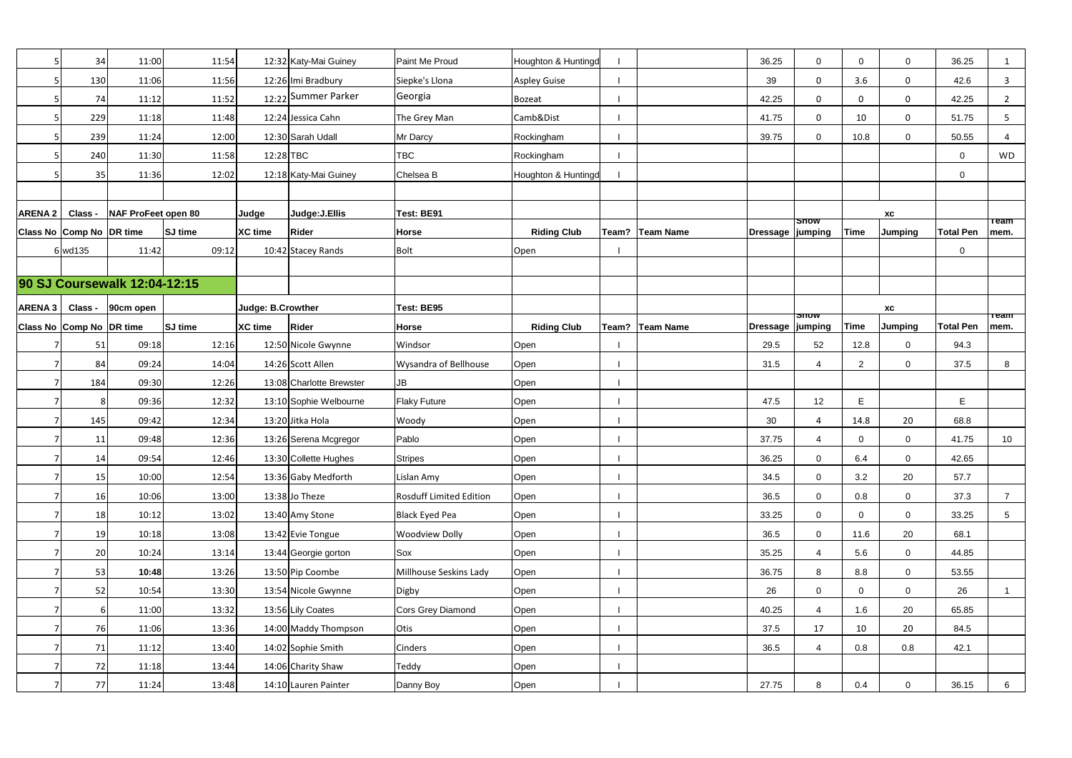| 5 | 34 | 11:00 | 11:54 | 12:32 | Katy-Mai Guiney | Paint Me Proud | Houghton & Huntingd | I | | 36.25 | 0 | 0 | 0 | 36.25 | 1 |
|---|---|---|---|---|---|---|---|---|---|---|---|---|---|---|---|
| 5 | 130 | 11:06 | 11:56 | 12:26 | Imi Bradbury | Siepke's Llona | Aspley Guise | I | | 39 | 0 | 3.6 | 0 | 42.6 | 3 |
| 5 | 74 | 11:12 | 11:52 | 12:22 | Summer Parker | Georgia | Bozeat | I | | 42.25 | 0 | 0 | 0 | 42.25 | 2 |
| 5 | 229 | 11:18 | 11:48 | 12:24 | Jessica Cahn | The Grey Man | Camb&Dist | I | | 41.75 | 0 | 10 | 0 | 51.75 | 5 |
| 5 | 239 | 11:24 | 12:00 | 12:30 | Sarah Udall | Mr Darcy | Rockingham | I | | 39.75 | 0 | 10.8 | 0 | 50.55 | 4 |
| 5 | 240 | 11:30 | 11:58 | 12:28 | TBC | TBC | Rockingham | I | | | | | | 0 | WD |
| 5 | 35 | 11:36 | 12:02 | 12:18 | Katy-Mai Guiney | Chelsea B | Houghton & Huntingd | I | | | | | | 0 | |

| ARENA 2 | Class - | NAF ProFeet open 80 | | Judge | Judge:J.Ellis | Test: BE91 | | | | | | | XC | | |
|---|---|---|---|---|---|---|---|---|---|---|---|---|---|---|---|
| Class No | Comp No | DR time | SJ time | XC time | Rider | Horse | Riding Club | Team? | Team Name | Dressage | Show jumping | Time | Jumping | Total Pen | Team mem. |
| 6 | wd135 | 11:42 | 09:12 | 10:42 | Stacey Rands | Bolt | Open | I | | | | | | 0 | |

**90 SJ Coursewalk 12:04-12:15**

| ARENA 3 | Class - | 90cm open | | Judge: B.Crowther | | Test: BE95 | | | | | | | XC | | |
|---|---|---|---|---|---|---|---|---|---|---|---|---|---|---|---|
| Class No | Comp No | DR time | SJ time | XC time | Rider | Horse | Riding Club | Team? | Team Name | Dressage | Show jumping | Time | Jumping | Total Pen | Team mem. |
| 7 | 51 | 09:18 | 12:16 | 12:50 | Nicole Gwynne | Windsor | Open | I | | 29.5 | 52 | 12.8 | 0 | 94.3 | |
| 7 | 84 | 09:24 | 14:04 | 14:26 | Scott Allen | Wysandra of Bellhouse | Open | I | | 31.5 | 4 | 2 | 0 | 37.5 | 8 |
| 7 | 184 | 09:30 | 12:26 | 13:08 | Charlotte Brewster | JB | Open | I | | | | | | | |
| 7 | 8 | 09:36 | 12:32 | 13:10 | Sophie Welbourne | Flaky Future | Open | I | | 47.5 | 12 | E | | E | |
| 7 | 145 | 09:42 | 12:34 | 13:20 | Jitka Hola | Woody | Open | I | | 30 | 4 | 14.8 | 20 | 68.8 | |
| 7 | 11 | 09:48 | 12:36 | 13:26 | Serena Mcgregor | Pablo | Open | I | | 37.75 | 4 | 0 | 0 | 41.75 | 10 |
| 7 | 14 | 09:54 | 12:46 | 13:30 | Collette Hughes | Stripes | Open | I | | 36.25 | 0 | 6.4 | 0 | 42.65 | |
| 7 | 15 | 10:00 | 12:54 | 13:36 | Gaby Medforth | Lislan Amy | Open | I | | 34.5 | 0 | 3.2 | 20 | 57.7 | |
| 7 | 16 | 10:06 | 13:00 | 13:38 | Jo Theze | Rosduff Limited Edition | Open | I | | 36.5 | 0 | 0.8 | 0 | 37.3 | 7 |
| 7 | 18 | 10:12 | 13:02 | 13:40 | Amy Stone | Black Eyed Pea | Open | I | | 33.25 | 0 | 0 | 0 | 33.25 | 5 |
| 7 | 19 | 10:18 | 13:08 | 13:42 | Evie Tongue | Woodview Dolly | Open | I | | 36.5 | 0 | 11.6 | 20 | 68.1 | |
| 7 | 20 | 10:24 | 13:14 | 13:44 | Georgie gorton | Sox | Open | I | | 35.25 | 4 | 5.6 | 0 | 44.85 | |
| 7 | 53 | **10:48** | 13:26 | 13:50 | Pip Coombe | Millhouse Seskins Lady | Open | I | | 36.75 | 8 | 8.8 | 0 | 53.55 | |
| 7 | 52 | 10:54 | 13:30 | 13:54 | Nicole Gwynne | Digby | Open | I | | 26 | 0 | 0 | 0 | 26 | 1 |
| 7 | 6 | 11:00 | 13:32 | 13:56 | Lily Coates | Cors Grey Diamond | Open | I | | 40.25 | 4 | 1.6 | 20 | 65.85 | |
| 7 | 76 | 11:06 | 13:36 | 14:00 | Maddy Thompson | Otis | Open | I | | 37.5 | 17 | 10 | 20 | 84.5 | |
| 7 | 71 | 11:12 | 13:40 | 14:02 | Sophie Smith | Cinders | Open | I | | 36.5 | 4 | 0.8 | 0.8 | 42.1 | |
| 7 | 72 | 11:18 | 13:44 | 14:06 | Charity Shaw | Teddy | Open | I | | | | | | | |
| 7 | 77 | 11:24 | 13:48 | 14:10 | Lauren Painter | Danny Boy | Open | I | | 27.75 | 8 | 0.4 | 0 | 36.15 | 6 |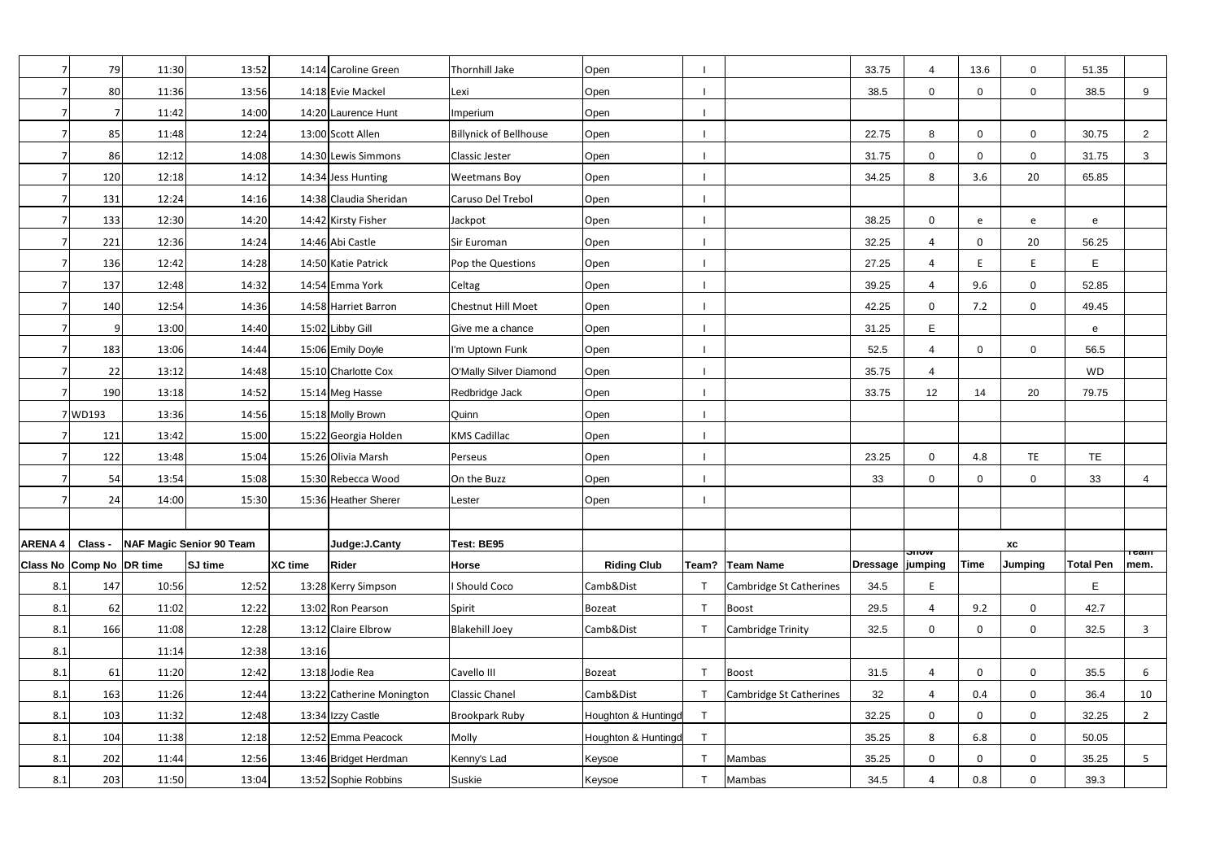| | | | | | | | | | | | | | | | | |
|---|---|---|---|---|---|---|---|---|---|---|---|---|---|---|---|---|
| 7 | 79 | 11:30 | 13:52 | 14:14 | Caroline Green | Thornhill Jake | Open | I | | 33.75 | 4 | 13.6 | 0 | 51.35 | |
| 7 | 80 | 11:36 | 13:56 | 14:18 | Evie Mackel | Lexi | Open | I | | 38.5 | 0 | 0 | 0 | 38.5 | 9 |
| 7 | 7 | 11:42 | 14:00 | 14:20 | Laurence Hunt | Imperium | Open | I | | | | | | | |
| 7 | 85 | 11:48 | 12:24 | 13:00 | Scott Allen | Billynick of Bellhouse | Open | I | | 22.75 | 8 | 0 | 0 | 30.75 | 2 |
| 7 | 86 | 12:12 | 14:08 | 14:30 | Lewis Simmons | Classic Jester | Open | I | | 31.75 | 0 | 0 | 0 | 31.75 | 3 |
| 7 | 120 | 12:18 | 14:12 | 14:34 | Jess Hunting | Weetmans Boy | Open | I | | 34.25 | 8 | 3.6 | 20 | 65.85 | |
| 7 | 131 | 12:24 | 14:16 | 14:38 | Claudia Sheridan | Caruso Del Trebol | Open | I | | | | | | | |
| 7 | 133 | 12:30 | 14:20 | 14:42 | Kirsty Fisher | Jackpot | Open | I | | 38.25 | 0 | e | e | e | |
| 7 | 221 | 12:36 | 14:24 | 14:46 | Abi Castle | Sir Euroman | Open | I | | 32.25 | 4 | 0 | 20 | 56.25 | |
| 7 | 136 | 12:42 | 14:28 | 14:50 | Katie Patrick | Pop the Questions | Open | I | | 27.25 | 4 | E | E | E | |
| 7 | 137 | 12:48 | 14:32 | 14:54 | Emma York | Celtag | Open | I | | 39.25 | 4 | 9.6 | 0 | 52.85 | |
| 7 | 140 | 12:54 | 14:36 | 14:58 | Harriet Barron | Chestnut Hill Moet | Open | I | | 42.25 | 0 | 7.2 | 0 | 49.45 | |
| 7 | 9 | 13:00 | 14:40 | 15:02 | Libby Gill | Give me a chance | Open | I | | 31.25 | E | | | e | |
| 7 | 183 | 13:06 | 14:44 | 15:06 | Emily Doyle | I'm Uptown Funk | Open | I | | 52.5 | 4 | 0 | 0 | 56.5 | |
| 7 | 22 | 13:12 | 14:48 | 15:10 | Charlotte Cox | O'Mally Silver Diamond | Open | I | | 35.75 | 4 | | | WD | |
| 7 | 190 | 13:18 | 14:52 | 15:14 | Meg Hasse | Redbridge Jack | Open | I | | 33.75 | 12 | 14 | 20 | 79.75 | |
| 7 | WD193 | 13:36 | 14:56 | 15:18 | Molly Brown | Quinn | Open | I | | | | | | | |
| 7 | 121 | 13:42 | 15:00 | 15:22 | Georgia Holden | KMS Cadillac | Open | I | | | | | | | |
| 7 | 122 | 13:48 | 15:04 | 15:26 | Olivia Marsh | Perseus | Open | I | | 23.25 | 0 | 4.8 | TE | TE | |
| 7 | 54 | 13:54 | 15:08 | 15:30 | Rebecca Wood | On the Buzz | Open | I | | 33 | 0 | 0 | 0 | 33 | 4 |
| 7 | 24 | 14:00 | 15:30 | 15:36 | Heather Sherer | Lester | Open | I | | | | | | | |
| | | | | | | | | | | | | | | | |
| **ARENA 4** | **Class -** | **NAF Magic Senior 90 Team** | | | **Judge:J.Canty** | **Test: BE95** | | | | | **Show** | | **XC** | | **Team** |
| **Class No** | **Comp No** | **DR time** | **SJ time** | **XC time** | **Rider** | **Horse** | **Riding Club** | **Team?** | **Team Name** | **Dressage** | **jumping** | **Time** | **Jumping** | **Total Pen** | **mem.** |
| 8.1 | 147 | 10:56 | 12:52 | 13:28 | Kerry Simpson | I Should Coco | Camb&Dist | T | Cambridge St Catherines | 34.5 | E | | | E | |
| 8.1 | 62 | 11:02 | 12:22 | 13:02 | Ron Pearson | Spirit | Bozeat | T | Boost | 29.5 | 4 | 9.2 | 0 | 42.7 | |
| 8.1 | 166 | 11:08 | 12:28 | 13:12 | Claire Elbrow | Blakehill Joey | Camb&Dist | T | Cambridge Trinity | 32.5 | 0 | 0 | 0 | 32.5 | 3 |
| 8.1 | | 11:14 | 12:38 | 13:16 | | | | | | | | | | | |
| 8.1 | 61 | 11:20 | 12:42 | 13:18 | Jodie Rea | Cavello III | Bozeat | T | Boost | 31.5 | 4 | 0 | 0 | 35.5 | 6 |
| 8.1 | 163 | 11:26 | 12:44 | 13:22 | Catherine Monington | Classic Chanel | Camb&Dist | T | Cambridge St Catherines | 32 | 4 | 0.4 | 0 | 36.4 | 10 |
| 8.1 | 103 | 11:32 | 12:48 | 13:34 | Izzy Castle | Brookpark Ruby | Houghton & Huntingd | T | | 32.25 | 0 | 0 | 0 | 32.25 | 2 |
| 8.1 | 104 | 11:38 | 12:18 | 12:52 | Emma Peacock | Molly | Houghton & Huntingd | T | | 35.25 | 8 | 6.8 | 0 | 50.05 | |
| 8.1 | 202 | 11:44 | 12:56 | 13:46 | Bridget Herdman | Kenny's Lad | Keysoe | T | Mambas | 35.25 | 0 | 0 | 0 | 35.25 | 5 |
| 8.1 | 203 | 11:50 | 13:04 | 13:52 | Sophie Robbins | Suskie | Keysoe | T | Mambas | 34.5 | 4 | 0.8 | 0 | 39.3 | |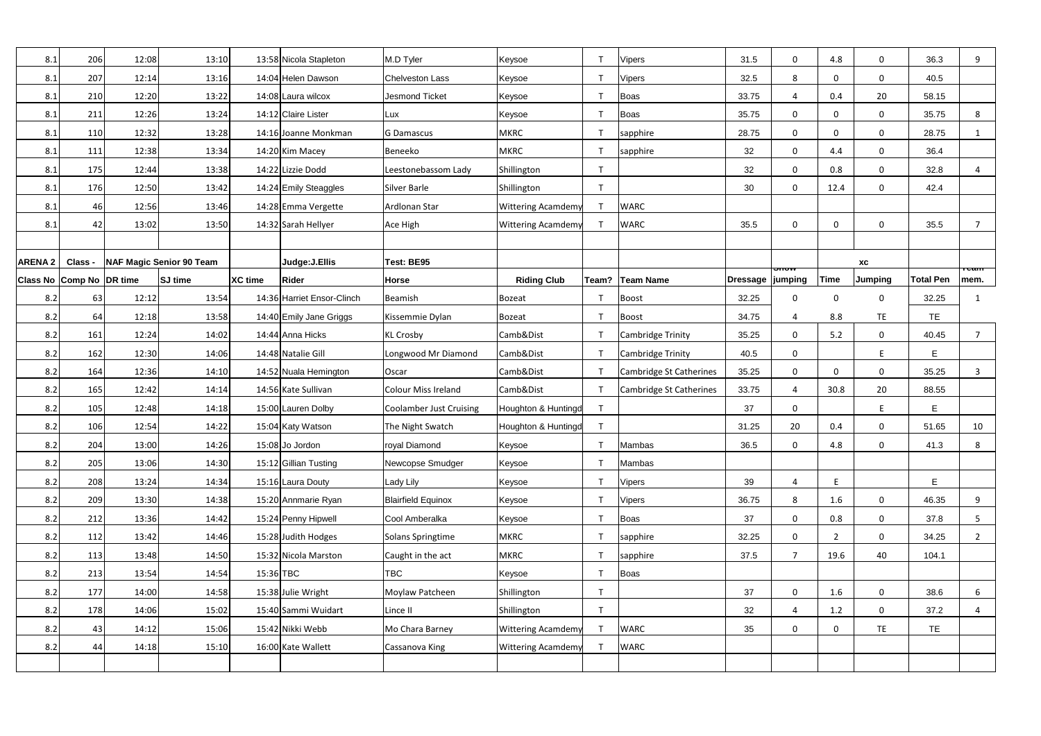| 8.1 | 206 | 12:08 | 13:10 | 13:58 | Nicola Stapleton | M.D Tyler | Keysoe | T | Vipers | 31.5 | 0 | 4.8 | 0 | 36.3 | 9 |
|---|---|---|---|---|---|---|---|---|---|---|---|---|---|---|---|
| 8.1 | 207 | 12:14 | 13:16 | 14:04 | Helen Dawson | Chelveston Lass | Keysoe | T | Vipers | 32.5 | 8 | 0 | 0 | 40.5 | |
| 8.1 | 210 | 12:20 | 13:22 | 14:08 | Laura wilcox | Jesmond Ticket | Keysoe | T | Boas | 33.75 | 4 | 0.4 | 20 | 58.15 | |
| 8.1 | 211 | 12:26 | 13:24 | 14:12 | Claire Lister | Lux | Keysoe | T | Boas | 35.75 | 0 | 0 | 0 | 35.75 | 8 |
| 8.1 | 110 | 12:32 | 13:28 | 14:16 | Joanne Monkman | G Damascus | MKRC | T | sapphire | 28.75 | 0 | 0 | 0 | 28.75 | 1 |
| 8.1 | 111 | 12:38 | 13:34 | 14:20 | Kim Macey | Beneeko | MKRC | T | sapphire | 32 | 0 | 4.4 | 0 | 36.4 | |
| 8.1 | 175 | 12:44 | 13:38 | 14:22 | Lizzie Dodd | Leestonebassom Lady | Shillington | T | | 32 | 0 | 0.8 | 0 | 32.8 | 4 |
| 8.1 | 176 | 12:50 | 13:42 | 14:24 | Emily Steaggles | Silver Barle | Shillington | T | | 30 | 0 | 12.4 | 0 | 42.4 | |
| 8.1 | 46 | 12:56 | 13:46 | 14:28 | Emma Vergette | Ardlonan Star | Wittering Acamdemy | T | WARC | | | | | | |
| 8.1 | 42 | 13:02 | 13:50 | 14:32 | Sarah Hellyer | Ace High | Wittering Acamdemy | T | WARC | 35.5 | 0 | 0 | 0 | 35.5 | 7 |

| ARENA 2 | Class - | NAF Magic Senior 90 Team | | | Judge:J.Ellis | Test: BE95 | | | | | Show | | XC | | Team |
|---|---|---|---|---|---|---|---|---|---|---|---|---|---|---|---|
| Class No | Comp No | DR time | SJ time | XC time | Rider | Horse | Riding Club | Team? | Team Name | Dressage | jumping | Time | Jumping | Total Pen | mem. |
| 8.2 | 63 | 12:12 | 13:54 | 14:36 | Harriet Ensor-Clinch | Beamish | Bozeat | T | Boost | 32.25 | 0 | 0 | 0 | 32.25 | 1 |
| 8.2 | 64 | 12:18 | 13:58 | 14:40 | Emily Jane Griggs | Kissemmie Dylan | Bozeat | T | Boost | 34.75 | 4 | 8.8 | TE | TE | |
| 8.2 | 161 | 12:24 | 14:02 | 14:44 | Anna Hicks | KL Crosby | Camb&Dist | T | Cambridge Trinity | 35.25 | 0 | 5.2 | 0 | 40.45 | 7 |
| 8.2 | 162 | 12:30 | 14:06 | 14:48 | Natalie Gill | Longwood Mr Diamond | Camb&Dist | T | Cambridge Trinity | 40.5 | 0 | | E | E | |
| 8.2 | 164 | 12:36 | 14:10 | 14:52 | Nuala Hemington | Oscar | Camb&Dist | T | Cambridge St Catherines | 35.25 | 0 | 0 | 0 | 35.25 | 3 |
| 8.2 | 165 | 12:42 | 14:14 | 14:56 | Kate Sullivan | Colour Miss Ireland | Camb&Dist | T | Cambridge St Catherines | 33.75 | 4 | 30.8 | 20 | 88.55 | |
| 8.2 | 105 | 12:48 | 14:18 | 15:00 | Lauren Dolby | Coolamber Just Cruising | Houghton & Huntingd | T | | 37 | 0 | | E | E | |
| 8.2 | 106 | 12:54 | 14:22 | 15:04 | Katy Watson | The Night Swatch | Houghton & Huntingd | T | | 31.25 | 20 | 0.4 | 0 | 51.65 | 10 |
| 8.2 | 204 | 13:00 | 14:26 | 15:08 | Jo Jordon | royal Diamond | Keysoe | T | Mambas | 36.5 | 0 | 4.8 | 0 | 41.3 | 8 |
| 8.2 | 205 | 13:06 | 14:30 | 15:12 | Gillian Tusting | Newcopse Smudger | Keysoe | T | Mambas | | | | | | |
| 8.2 | 208 | 13:24 | 14:34 | 15:16 | Laura Douty | Lady Lily | Keysoe | T | Vipers | 39 | 4 | E | | E | |
| 8.2 | 209 | 13:30 | 14:38 | 15:20 | Annmarie Ryan | Blairfield Equinox | Keysoe | T | Vipers | 36.75 | 8 | 1.6 | 0 | 46.35 | 9 |
| 8.2 | 212 | 13:36 | 14:42 | 15:24 | Penny Hipwell | Cool Amberalka | Keysoe | T | Boas | 37 | 0 | 0.8 | 0 | 37.8 | 5 |
| 8.2 | 112 | 13:42 | 14:46 | 15:28 | Judith Hodges | Solans Springtime | MKRC | T | sapphire | 32.25 | 0 | 2 | 0 | 34.25 | 2 |
| 8.2 | 113 | 13:48 | 14:50 | 15:32 | Nicola Marston | Caught in the act | MKRC | T | sapphire | 37.5 | 7 | 19.6 | 40 | 104.1 | |
| 8.2 | 213 | 13:54 | 14:54 | 15:36 | TBC | TBC | Keysoe | T | Boas | | | | | | |
| 8.2 | 177 | 14:00 | 14:58 | 15:38 | Julie Wright | Moylaw Patcheen | Shillington | T | | 37 | 0 | 1.6 | 0 | 38.6 | 6 |
| 8.2 | 178 | 14:06 | 15:02 | 15:40 | Sammi Wuidart | Lince II | Shillington | T | | 32 | 4 | 1.2 | 0 | 37.2 | 4 |
| 8.2 | 43 | 14:12 | 15:06 | 15:42 | Nikki Webb | Mo Chara Barney | Wittering Acamdemy | T | WARC | 35 | 0 | 0 | TE | TE | |
| 8.2 | 44 | 14:18 | 15:10 | 16:00 | Kate Wallett | Cassanova King | Wittering Acamdemy | T | WARC | | | | | | |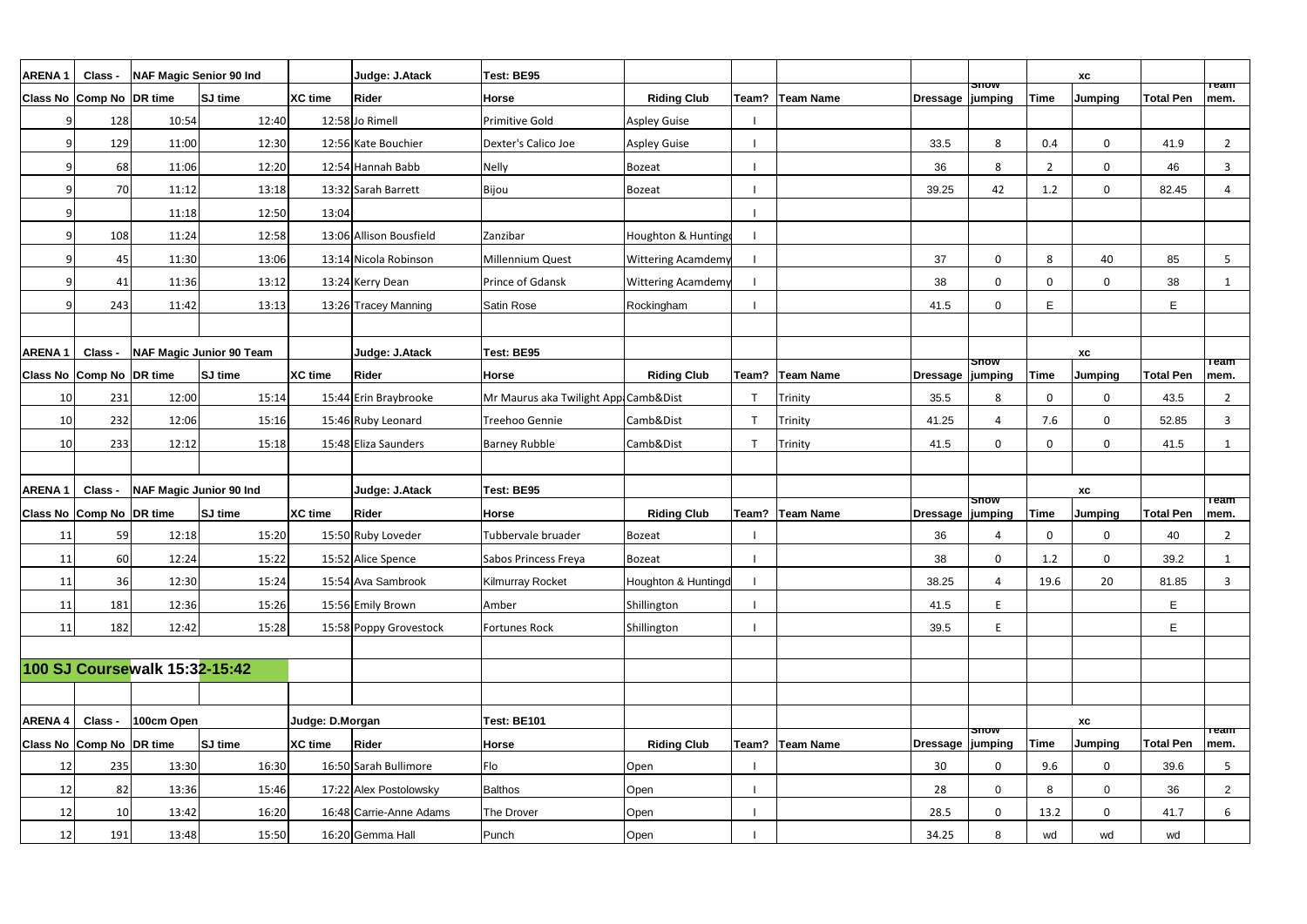| ARENA 1 | Class - | NAF Magic Senior 90 Ind | | | Judge: J.Atack | Test: BE95 | | | | | Show | | XC | | Team |
|---|---|---|---|---|---|---|---|---|---|---|---|---|---|---|---|
| Class No | Comp No | DR time | SJ time | XC time | Rider | Horse | Riding Club | Team? | Team Name | Dressage | jumping | Time | Jumping | Total Pen | mem. |
| 9 | 128 | 10:54 | 12:40 | 12:58 | Jo Rimell | Primitive Gold | Aspley Guise | I | | | | | | | |
| 9 | 129 | 11:00 | 12:30 | 12:56 | Kate Bouchier | Dexter's Calico Joe | Aspley Guise | I | | 33.5 | 8 | 0.4 | 0 | 41.9 | 2 |
| 9 | 68 | 11:06 | 12:20 | 12:54 | Hannah Babb | Nelly | Bozeat | I | | 36 | 8 | 2 | 0 | 46 | 3 |
| 9 | 70 | 11:12 | 13:18 | 13:32 | Sarah Barrett | Bijou | Bozeat | I | | 39.25 | 42 | 1.2 | 0 | 82.45 | 4 |
| 9 | | 11:18 | 12:50 | 13:04 | | | | I | | | | | | | |
| 9 | 108 | 11:24 | 12:58 | 13:06 | Allison Bousfield | Zanzibar | Houghton & Huntingd | I | | | | | | | |
| 9 | 45 | 11:30 | 13:06 | 13:14 | Nicola Robinson | Millennium Quest | Wittering Acamdemy | I | | 37 | 0 | 8 | 40 | 85 | 5 |
| 9 | 41 | 11:36 | 13:12 | 13:24 | Kerry Dean | Prince of Gdansk | Wittering Acamdemy | I | | 38 | 0 | 0 | 0 | 38 | 1 |
| 9 | 243 | 11:42 | 13:13 | 13:26 | Tracey Manning | Satin Rose | Rockingham | I | | 41.5 | 0 | E | | E | |

| ARENA 1 | Class - | NAF Magic Junior 90 Team | | | Judge: J.Atack | Test: BE95 | | | | | Show | | XC | | Team |
|---|---|---|---|---|---|---|---|---|---|---|---|---|---|---|---|
| Class No | Comp No | DR time | SJ time | XC time | Rider | Horse | Riding Club | Team? | Team Name | Dressage | jumping | Time | Jumping | Total Pen | mem. |
| 10 | 231 | 12:00 | 15:14 | 15:44 | Erin Braybrooke | Mr Maurus aka Twilight App | Camb&Dist | T | Trinity | 35.5 | 8 | 0 | 0 | 43.5 | 2 |
| 10 | 232 | 12:06 | 15:16 | 15:46 | Ruby Leonard | Treehoo Gennie | Camb&Dist | T | Trinity | 41.25 | 4 | 7.6 | 0 | 52.85 | 3 |
| 10 | 233 | 12:12 | 15:18 | 15:48 | Eliza Saunders | Barney Rubble | Camb&Dist | T | Trinity | 41.5 | 0 | 0 | 0 | 41.5 | 1 |

| ARENA 1 | Class - | NAF Magic Junior 90 Ind | | | Judge: J.Atack | Test: BE95 | | | | | Show | | XC | | Team |
|---|---|---|---|---|---|---|---|---|---|---|---|---|---|---|---|
| Class No | Comp No | DR time | SJ time | XC time | Rider | Horse | Riding Club | Team? | Team Name | Dressage | jumping | Time | Jumping | Total Pen | mem. |
| 11 | 59 | 12:18 | 15:20 | 15:50 | Ruby Loveder | Tubbervale bruader | Bozeat | I | | 36 | 4 | 0 | 0 | 40 | 2 |
| 11 | 60 | 12:24 | 15:22 | 15:52 | Alice Spence | Sabos Princess Freya | Bozeat | I | | 38 | 0 | 1.2 | 0 | 39.2 | 1 |
| 11 | 36 | 12:30 | 15:24 | 15:54 | Ava Sambrook | Kilmurray Rocket | Houghton & Huntingd | I | | 38.25 | 4 | 19.6 | 20 | 81.85 | 3 |
| 11 | 181 | 12:36 | 15:26 | 15:56 | Emily Brown | Amber | Shillington | I | | 41.5 | E | | | E | |
| 11 | 182 | 12:42 | 15:28 | 15:58 | Poppy Grovestock | Fortunes Rock | Shillington | I | | 39.5 | E | | | E | |

**100 SJ Coursewalk 15:32-15:42**

| ARENA 4 | Class - | 100cm Open | | Judge: D.Morgan | | Test: BE101 | | | | | Show | | XC | | Team |
|---|---|---|---|---|---|---|---|---|---|---|---|---|---|---|---|
| Class No | Comp No | DR time | SJ time | XC time | Rider | Horse | Riding Club | Team? | Team Name | Dressage | jumping | Time | Jumping | Total Pen | mem. |
| 12 | 235 | 13:30 | 16:30 | 16:50 | Sarah Bullimore | Flo | Open | I | | 30 | 0 | 9.6 | 0 | 39.6 | 5 |
| 12 | 82 | 13:36 | 15:46 | 17:22 | Alex Postolowsky | Balthos | Open | I | | 28 | 0 | 8 | 0 | 36 | 2 |
| 12 | 10 | 13:42 | 16:20 | 16:48 | Carrie-Anne Adams | The Drover | Open | I | | 28.5 | 0 | 13.2 | 0 | 41.7 | 6 |
| 12 | 191 | 13:48 | 15:50 | 16:20 | Gemma Hall | Punch | Open | I | | 34.25 | 8 | wd | wd | wd | |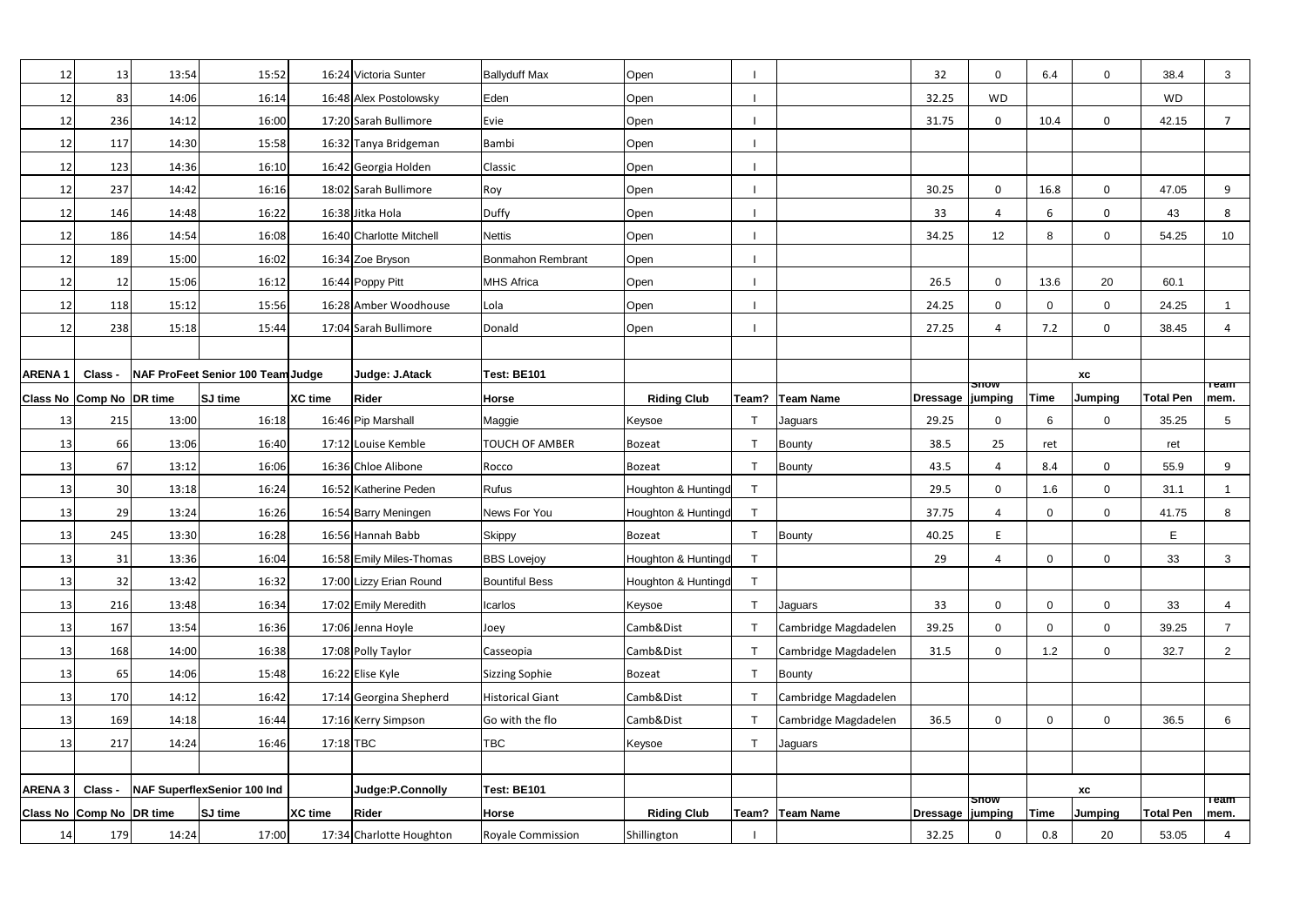| 12 | 13 | 13:54 | 15:52 | 16:24 | Victoria Sunter | Ballyduff Max | Open | I | | 32 | 0 | 6.4 | 0 | 38.4 | 3 |
|---|---|---|---|---|---|---|---|---|---|---|---|---|---|---|---|
| 12 | 83 | 14:06 | 16:14 | 16:48 | Alex Postolowsky | Eden | Open | I | | 32.25 | WD | | | WD | |
| 12 | 236 | 14:12 | 16:00 | 17:20 | Sarah Bullimore | Evie | Open | I | | 31.75 | 0 | 10.4 | 0 | 42.15 | 7 |
| 12 | 117 | 14:30 | 15:58 | 16:32 | Tanya Bridgeman | Bambi | Open | I | | | | | | | |
| 12 | 123 | 14:36 | 16:10 | 16:42 | Georgia Holden | Classic | Open | I | | | | | | | |
| 12 | 237 | 14:42 | 16:16 | 18:02 | Sarah Bullimore | Roy | Open | I | | 30.25 | 0 | 16.8 | 0 | 47.05 | 9 |
| 12 | 146 | 14:48 | 16:22 | 16:38 | Jitka Hola | Duffy | Open | I | | 33 | 4 | 6 | 0 | 43 | 8 |
| 12 | 186 | 14:54 | 16:08 | 16:40 | Charlotte Mitchell | Nettis | Open | I | | 34.25 | 12 | 8 | 0 | 54.25 | 10 |
| 12 | 189 | 15:00 | 16:02 | 16:34 | Zoe Bryson | Bonmahon Rembrant | Open | I | | | | | | | |
| 12 | 12 | 15:06 | 16:12 | 16:44 | Poppy Pitt | MHS Africa | Open | I | | 26.5 | 0 | 13.6 | 20 | 60.1 | |
| 12 | 118 | 15:12 | 15:56 | 16:28 | Amber Woodhouse | Lola | Open | I | | 24.25 | 0 | 0 | 0 | 24.25 | 1 |
| 12 | 238 | 15:18 | 15:44 | 17:04 | Sarah Bullimore | Donald | Open | I | | 27.25 | 4 | 7.2 | 0 | 38.45 | 4 |

| ARENA 1 | Class - | NAF ProFeet Senior 100 Team Judge | | | Judge: J.Atack | Test: BE101 | | | | | | | XC | | |
|---|---|---|---|---|---|---|---|---|---|---|---|---|---|---|---|
| Class No | Comp No | DR time | SJ time | XC time | Rider | Horse | Riding Club | Team? | Team Name | Dressage | Show jumping | Time | Jumping | Total Pen | Team mem. |
| 13 | 215 | 13:00 | 16:18 | 16:46 | Pip Marshall | Maggie | Keysoe | T | Jaguars | 29.25 | 0 | 6 | 0 | 35.25 | 5 |
| 13 | 66 | 13:06 | 16:40 | 17:12 | Louise Kemble | TOUCH OF AMBER | Bozeat | T | Bounty | 38.5 | 25 | ret | | ret | |
| 13 | 67 | 13:12 | 16:06 | 16:36 | Chloe Alibone | Rocco | Bozeat | T | Bounty | 43.5 | 4 | 8.4 | 0 | 55.9 | 9 |
| 13 | 30 | 13:18 | 16:24 | 16:52 | Katherine Peden | Rufus | Houghton & Huntingd | T | | 29.5 | 0 | 1.6 | 0 | 31.1 | 1 |
| 13 | 29 | 13:24 | 16:26 | 16:54 | Barry Meningen | News For You | Houghton & Huntingd | T | | 37.75 | 4 | 0 | 0 | 41.75 | 8 |
| 13 | 245 | 13:30 | 16:28 | 16:56 | Hannah Babb | Skippy | Bozeat | T | Bounty | 40.25 | E | | | E | |
| 13 | 31 | 13:36 | 16:04 | 16:58 | Emily Miles-Thomas | BBS Lovejoy | Houghton & Huntingd | T | | 29 | 4 | 0 | 0 | 33 | 3 |
| 13 | 32 | 13:42 | 16:32 | 17:00 | Lizzy Erian Round | Bountiful Bess | Houghton & Huntingd | T | | | | | | | |
| 13 | 216 | 13:48 | 16:34 | 17:02 | Emily Meredith | Icarlos | Keysoe | T | Jaguars | 33 | 0 | 0 | 0 | 33 | 4 |
| 13 | 167 | 13:54 | 16:36 | 17:06 | Jenna Hoyle | Joey | Camb&Dist | T | Cambridge Magdadelen | 39.25 | 0 | 0 | 0 | 39.25 | 7 |
| 13 | 168 | 14:00 | 16:38 | 17:08 | Polly Taylor | Casseopia | Camb&Dist | T | Cambridge Magdadelen | 31.5 | 0 | 1.2 | 0 | 32.7 | 2 |
| 13 | 65 | 14:06 | 15:48 | 16:22 | Elise Kyle | Sizzing Sophie | Bozeat | T | Bounty | | | | | | |
| 13 | 170 | 14:12 | 16:42 | 17:14 | Georgina Shepherd | Historical Giant | Camb&Dist | T | Cambridge Magdadelen | | | | | | |
| 13 | 169 | 14:18 | 16:44 | 17:16 | Kerry Simpson | Go with the flo | Camb&Dist | T | Cambridge Magdadelen | 36.5 | 0 | 0 | 0 | 36.5 | 6 |
| 13 | 217 | 14:24 | 16:46 | 17:18 | TBC | TBC | Keysoe | T | Jaguars | | | | | | |

| ARENA 3 | Class - | NAF SuperflexSenior 100 Ind | | | Judge:P.Connolly | Test: BE101 | | | | | | | XC | | |
|---|---|---|---|---|---|---|---|---|---|---|---|---|---|---|---|
| Class No | Comp No | DR time | SJ time | XC time | Rider | Horse | Riding Club | Team? | Team Name | Dressage | Show jumping | Time | Jumping | Total Pen | Team mem. |
| 14 | 179 | 14:24 | 17:00 | 17:34 | Charlotte Houghton | Royale Commission | Shillington | I | | 32.25 | 0 | 0.8 | 20 | 53.05 | 4 |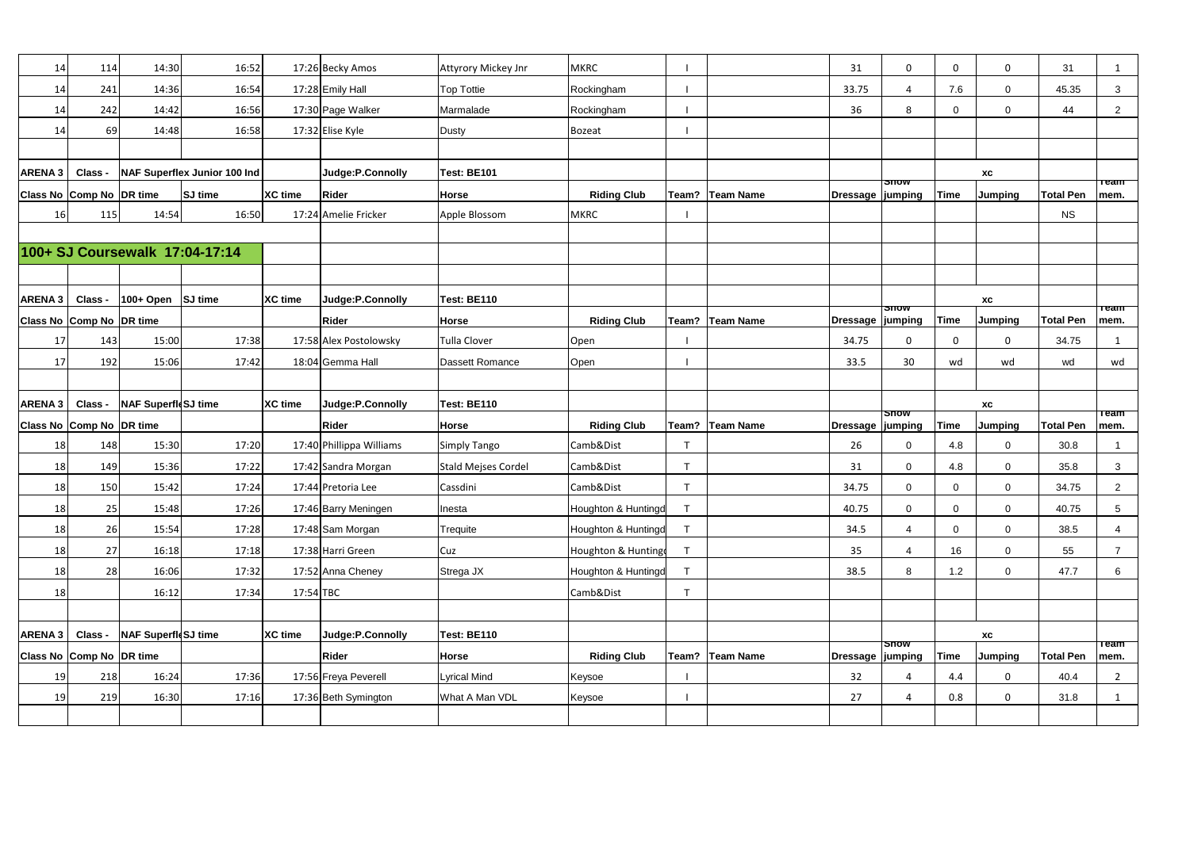| 14 | 114 | 14:30 | 16:52 | 17:26 | Becky Amos | Attyrory Mickey Jnr | MKRC | I | | 31 | 0 | 0 | 0 | 31 | 1 |
|---|---|---|---|---|---|---|---|---|---|---|---|---|---|---|---|
| 14 | 241 | 14:36 | 16:54 | 17:28 | Emily Hall | Top Tottie | Rockingham | I | | 33.75 | 4 | 7.6 | 0 | 45.35 | 3 |
| 14 | 242 | 14:42 | 16:56 | 17:30 | Page Walker | Marmalade | Rockingham | I | | 36 | 8 | 0 | 0 | 44 | 2 |
| 14 | 69 | 14:48 | 16:58 | 17:32 | Elise Kyle | Dusty | Bozeat | I | | | | | | | |

| ARENA 3 | Class - | NAF Superflex Junior 100 Ind | | | Judge:P.Connolly | Test: BE101 | | | | | | | XC | | |
|---|---|---|---|---|---|---|---|---|---|---|---|---|---|---|---|
| Class No | Comp No | DR time | SJ time | XC time | Rider | Horse | Riding Club | Team? | Team Name | Dressage | Show jumping | Time | Jumping | Total Pen | Team mem. |
| 16 | 115 | 14:54 | 16:50 | 17:24 | Amelie Fricker | Apple Blossom | MKRC | I | | | | | | NS | |

**100+ SJ Coursewalk 17:04-17:14**

| ARENA 3 | Class - | 100+ Open | SJ time | XC time | Judge:P.Connolly | Test: BE110 | | | | | | | XC | | |
|---|---|---|---|---|---|---|---|---|---|---|---|---|---|---|---|
| Class No | Comp No | DR time | | | Rider | Horse | Riding Club | Team? | Team Name | Dressage | Show jumping | Time | Jumping | Total Pen | Team mem. |
| 17 | 143 | 15:00 | 17:38 | 17:58 | Alex Postolowsky | Tulla Clover | Open | I | | 34.75 | 0 | 0 | 0 | 34.75 | 1 |
| 17 | 192 | 15:06 | 17:42 | 18:04 | Gemma Hall | Dassett Romance | Open | I | | 33.5 | 30 | wd | wd | wd | wd |

| ARENA 3 | Class - | NAF Superfle | SJ time | XC time | Judge:P.Connolly | Test: BE110 | | | | | | | XC | | |
|---|---|---|---|---|---|---|---|---|---|---|---|---|---|---|---|
| Class No | Comp No | DR time | | | Rider | Horse | Riding Club | Team? | Team Name | Dressage | Show jumping | Time | Jumping | Total Pen | Team mem. |
| 18 | 148 | 15:30 | 17:20 | 17:40 | Phillippa Williams | Simply Tango | Camb&Dist | T | | 26 | 0 | 4.8 | 0 | 30.8 | 1 |
| 18 | 149 | 15:36 | 17:22 | 17:42 | Sandra Morgan | Stald Mejses Cordel | Camb&Dist | T | | 31 | 0 | 4.8 | 0 | 35.8 | 3 |
| 18 | 150 | 15:42 | 17:24 | 17:44 | Pretoria Lee | Cassdini | Camb&Dist | T | | 34.75 | 0 | 0 | 0 | 34.75 | 2 |
| 18 | 25 | 15:48 | 17:26 | 17:46 | Barry Meningen | Inesta | Houghton & Huntingd | T | | 40.75 | 0 | 0 | 0 | 40.75 | 5 |
| 18 | 26 | 15:54 | 17:28 | 17:48 | Sam Morgan | Trequite | Houghton & Huntingd | T | | 34.5 | 4 | 0 | 0 | 38.5 | 4 |
| 18 | 27 | 16:18 | 17:18 | 17:38 | Harri Green | Cuz | Houghton & Huntingd | T | | 35 | 4 | 16 | 0 | 55 | 7 |
| 18 | 28 | 16:06 | 17:32 | 17:52 | Anna Cheney | Strega JX | Houghton & Huntingd | T | | 38.5 | 8 | 1.2 | 0 | 47.7 | 6 |
| 18 | | 16:12 | 17:34 | 17:54 | TBC | | Camb&Dist | T | | | | | | | |

| ARENA 3 | Class - | NAF Superfle | SJ time | XC time | Judge:P.Connolly | Test: BE110 | | | | | | | XC | | |
|---|---|---|---|---|---|---|---|---|---|---|---|---|---|---|---|
| Class No | Comp No | DR time | | | Rider | Horse | Riding Club | Team? | Team Name | Dressage | Show jumping | Time | Jumping | Total Pen | Team mem. |
| 19 | 218 | 16:24 | 17:36 | 17:56 | Freya Peverell | Lyrical Mind | Keysoe | I | | 32 | 4 | 4.4 | 0 | 40.4 | 2 |
| 19 | 219 | 16:30 | 17:16 | 17:36 | Beth Symington | What A Man VDL | Keysoe | I | | 27 | 4 | 0.8 | 0 | 31.8 | 1 |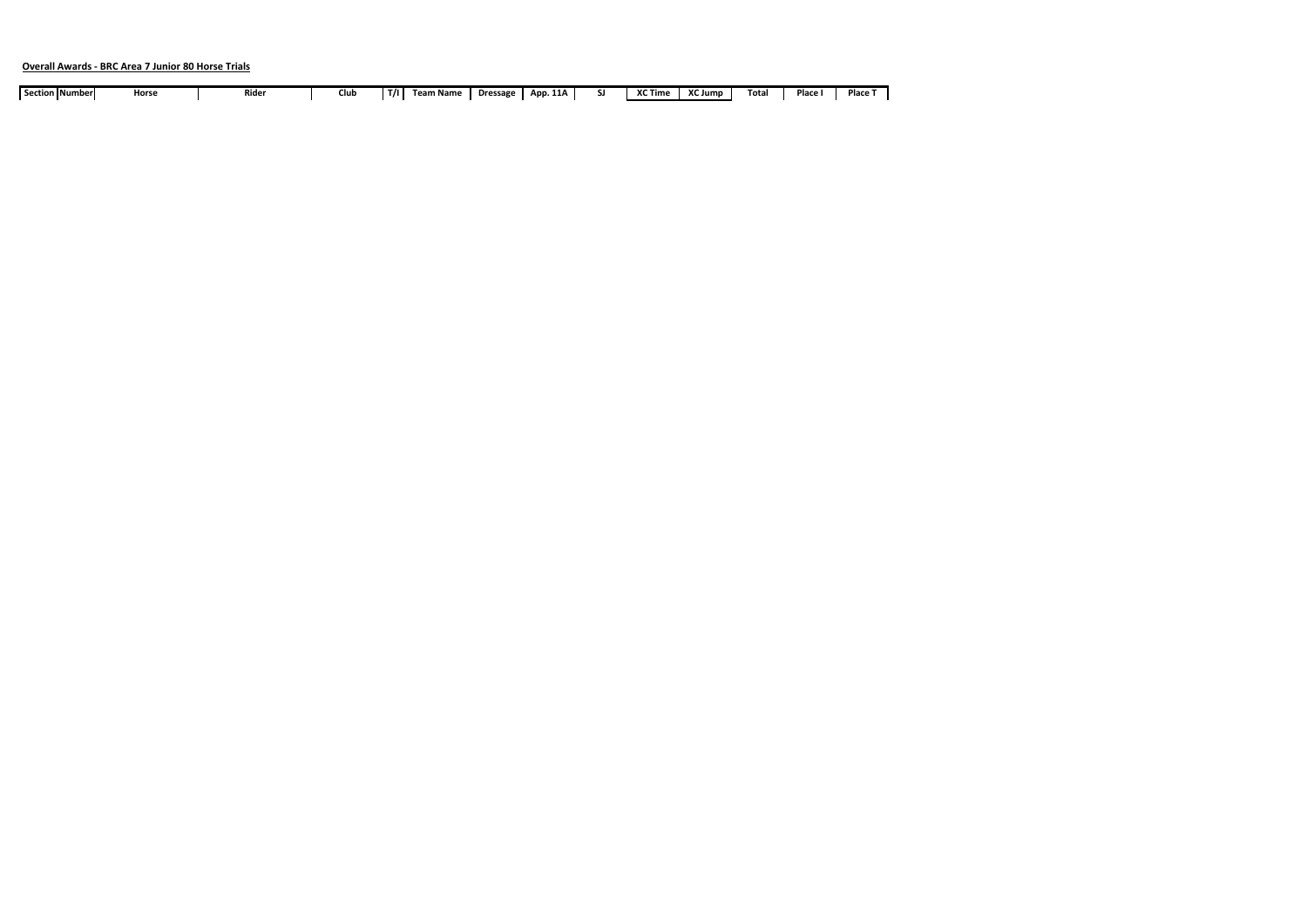**Overall Awards - BRC Area 7 Junior 80 Horse Trials**

| Section | Number | Horse | Rider | Club | T/I | Team Name | Dressage | App. 11A | SJ | XC Time | XC Jump | Total | Place I | Place T |
|---|---|---|---|---|---|---|---|---|---|---|---|---|---|---|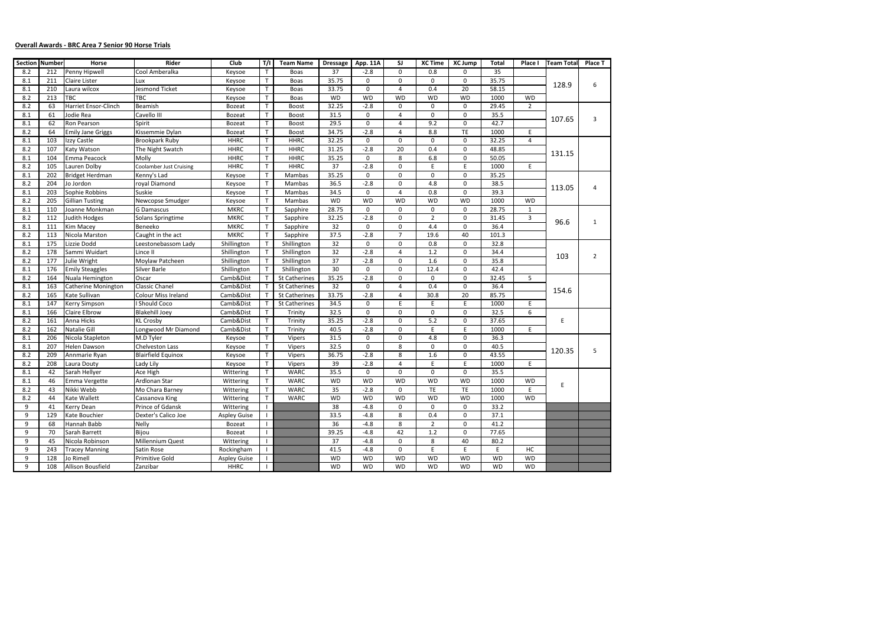**Overall Awards - BRC Area 7 Senior 90 Horse Trials**

| Section | Number | Horse | Rider | Club | T/I | Team Name | Dressage | App. 11A | SJ | XC Time | XC Jump | Total | Place I | Team Total | Place T |
|---|---|---|---|---|---|---|---|---|---|---|---|---|---|---|---|
| 8.2 | 212 | Penny Hipwell | Cool Amberalka | Keysoe | T | Boas | 37 | -2.8 | 0 | 0.8 | 0 | 35 | | 128.9 | 6 |
| 8.1 | 211 | Claire Lister | Lux | Keysoe | T | Boas | 35.75 | 0 | 0 | 0 | 0 | 35.75 | | | |
| 8.1 | 210 | Laura wilcox | Jesmond Ticket | Keysoe | T | Boas | 33.75 | 0 | 4 | 0.4 | 20 | 58.15 | | | |
| 8.2 | 213 | TBC | TBC | Keysoe | T | Boas | WD | WD | WD | WD | WD | 1000 | WD | | |
| 8.2 | 63 | Harriet Ensor-Clinch | Beamish | Bozeat | T | Boost | 32.25 | -2.8 | 0 | 0 | 0 | 29.45 | 2 | 107.65 | 3 |
| 8.1 | 61 | Jodie Rea | Cavello III | Bozeat | T | Boost | 31.5 | 0 | 4 | 0 | 0 | 35.5 | | | |
| 8.1 | 62 | Ron Pearson | Spirit | Bozeat | T | Boost | 29.5 | 0 | 4 | 9.2 | 0 | 42.7 | | | |
| 8.2 | 64 | Emily Jane Griggs | Kissemmie Dylan | Bozeat | T | Boost | 34.75 | -2.8 | 4 | 8.8 | TE | 1000 | E | | |
| 8.1 | 103 | Izzy Castle | Brookpark Ruby | HHRC | T | HHRC | 32.25 | 0 | 0 | 0 | 0 | 32.25 | 4 | 131.15 | |
| 8.2 | 107 | Katy Watson | The Night Swatch | HHRC | T | HHRC | 31.25 | -2.8 | 20 | 0.4 | 0 | 48.85 | | | |
| 8.1 | 104 | Emma Peacock | Molly | HHRC | T | HHRC | 35.25 | 0 | 8 | 6.8 | 0 | 50.05 | | | |
| 8.2 | 105 | Lauren Dolby | Coolamber Just Cruising | HHRC | T | HHRC | 37 | -2.8 | 0 | E | E | 1000 | E | | |
| 8.1 | 202 | Bridget Herdman | Kenny's Lad | Keysoe | T | Mambas | 35.25 | 0 | 0 | 0 | 0 | 35.25 | | 113.05 | 4 |
| 8.2 | 204 | Jo Jordon | royal Diamond | Keysoe | T | Mambas | 36.5 | -2.8 | 0 | 4.8 | 0 | 38.5 | | | |
| 8.1 | 203 | Sophie Robbins | Suskie | Keysoe | T | Mambas | 34.5 | 0 | 4 | 0.8 | 0 | 39.3 | | | |
| 8.2 | 205 | Gillian Tusting | Newcopse Smudger | Keysoe | T | Mambas | WD | WD | WD | WD | WD | 1000 | WD | | |
| 8.1 | 110 | Joanne Monkman | G Damascus | MKRC | T | Sapphire | 28.75 | 0 | 0 | 0 | 0 | 28.75 | 1 | 96.6 | 1 |
| 8.2 | 112 | Judith Hodges | Solans Springtime | MKRC | T | Sapphire | 32.25 | -2.8 | 0 | 2 | 0 | 31.45 | 3 | | |
| 8.1 | 111 | Kim Macey | Beneeko | MKRC | T | Sapphire | 32 | 0 | 0 | 4.4 | 0 | 36.4 | | | |
| 8.2 | 113 | Nicola Marston | Caught in the act | MKRC | T | Sapphire | 37.5 | -2.8 | 7 | 19.6 | 40 | 101.3 | | | |
| 8.1 | 175 | Lizzie Dodd | Leestonebassom Lady | Shillington | T | Shillington | 32 | 0 | 0 | 0.8 | 0 | 32.8 | | 103 | 2 |
| 8.2 | 178 | Sammi Wuidart | Lince II | Shillington | T | Shillington | 32 | -2.8 | 4 | 1.2 | 0 | 34.4 | | | |
| 8.2 | 177 | Julie Wright | Moylaw Patcheen | Shillington | T | Shillington | 37 | -2.8 | 0 | 1.6 | 0 | 35.8 | | | |
| 8.1 | 176 | Emily Steaggles | Silver Barle | Shillington | T | Shillington | 30 | 0 | 0 | 12.4 | 0 | 42.4 | | | |
| 8.2 | 164 | Nuala Hemington | Oscar | Camb&Dist | T | St Catherines | 35.25 | -2.8 | 0 | 0 | 0 | 32.45 | 5 | 154.6 | |
| 8.1 | 163 | Catherine Monington | Classic Chanel | Camb&Dist | T | St Catherines | 32 | 0 | 4 | 0.4 | 0 | 36.4 | | | |
| 8.2 | 165 | Kate Sullivan | Colour Miss Ireland | Camb&Dist | T | St Catherines | 33.75 | -2.8 | 4 | 30.8 | 20 | 85.75 | | | |
| 8.1 | 147 | Kerry Simpson | I Should Coco | Camb&Dist | T | St Catherines | 34.5 | 0 | E | E | E | 1000 | E | | |
| 8.1 | 166 | Claire Elbrow | Blakehill Joey | Camb&Dist | T | Trinity | 32.5 | 0 | 0 | 0 | 0 | 32.5 | 6 | E | |
| 8.2 | 161 | Anna Hicks | KL Crosby | Camb&Dist | T | Trinity | 35.25 | -2.8 | 0 | 5.2 | 0 | 37.65 | | | |
| 8.2 | 162 | Natalie Gill | Longwood Mr Diamond | Camb&Dist | T | Trinity | 40.5 | -2.8 | 0 | E | E | 1000 | E | | |
| 8.1 | 206 | Nicola Stapleton | M.D Tyler | Keysoe | T | Vipers | 31.5 | 0 | 0 | 4.8 | 0 | 36.3 | | 120.35 | 5 |
| 8.1 | 207 | Helen Dawson | Chelveston Lass | Keysoe | T | Vipers | 32.5 | 0 | 8 | 0 | 0 | 40.5 | | | |
| 8.2 | 209 | Annmarie Ryan | Blairfield Equinox | Keysoe | T | Vipers | 36.75 | -2.8 | 8 | 1.6 | 0 | 43.55 | | | |
| 8.2 | 208 | Laura Douty | Lady Lily | Keysoe | T | Vipers | 39 | -2.8 | 4 | E | E | 1000 | E | | |
| 8.1 | 42 | Sarah Hellyer | Ace High | Wittering | T | WARC | 35.5 | 0 | 0 | 0 | 0 | 35.5 | | E | |
| 8.1 | 46 | Emma Vergette | Ardlonan Star | Wittering | T | WARC | WD | WD | WD | WD | WD | 1000 | WD | | |
| 8.2 | 43 | Nikki Webb | Mo Chara Barney | Wittering | T | WARC | 35 | -2.8 | 0 | TE | TE | 1000 | E | | |
| 8.2 | 44 | Kate Wallett | Cassanova King | Wittering | T | WARC | WD | WD | WD | WD | WD | 1000 | WD | | |
| 9 | 41 | Kerry Dean | Prince of Gdansk | Wittering | I | | 38 | -4.8 | 0 | 0 | 0 | 33.2 | | | |
| 9 | 129 | Kate Bouchier | Dexter's Calico Joe | Aspley Guise | I | | 33.5 | -4.8 | 8 | 0.4 | 0 | 37.1 | | | |
| 9 | 68 | Hannah Babb | Nelly | Bozeat | I | | 36 | -4.8 | 8 | 2 | 0 | 41.2 | | | |
| 9 | 70 | Sarah Barrett | Bijou | Bozeat | I | | 39.25 | -4.8 | 42 | 1.2 | 0 | 77.65 | | | |
| 9 | 45 | Nicola Robinson | Millennium Quest | Wittering | I | | 37 | -4.8 | 0 | 8 | 40 | 80.2 | | | |
| 9 | 243 | Tracey Manning | Satin Rose | Rockingham | I | | 41.5 | -4.8 | 0 | E | E | E | HC | | |
| 9 | 128 | Jo Rimell | Primitive Gold | Aspley Guise | I | | WD | WD | WD | WD | WD | WD | WD | | |
| 9 | 108 | Allison Bousfield | Zanzibar | HHRC | I | | WD | WD | WD | WD | WD | WD | WD | | |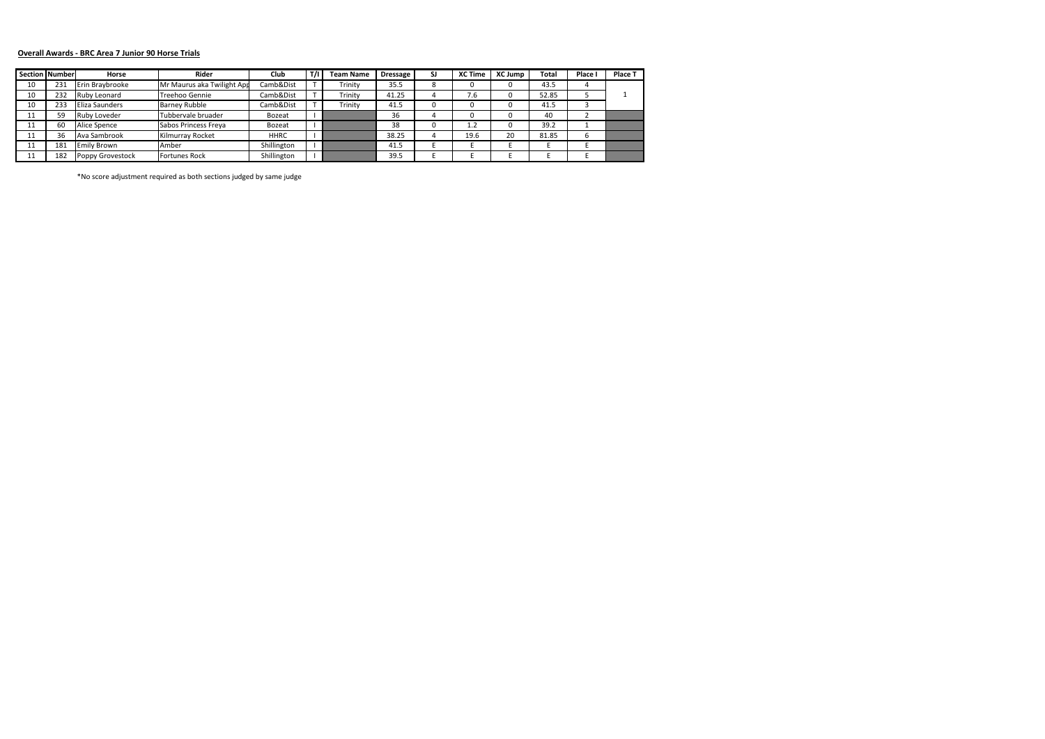**Overall Awards - BRC Area 7 Junior 90 Horse Trials**

| Section | Number | Horse | Rider | Club | T/I | Team Name | Dressage | SJ | XC Time | XC Jump | Total | Place I | Place T |
|---|---|---|---|---|---|---|---|---|---|---|---|---|---|
| 10 | 231 | Erin Braybrooke | Mr Maurus aka Twilight App | Camb&Dist | T | Trinity | 35.5 | 8 | 0 | 0 | 43.5 | 4 | 1 |
| 10 | 232 | Ruby Leonard | Treehoo Gennie | Camb&Dist | T | Trinity | 41.25 | 4 | 7.6 | 0 | 52.85 | 5 | |
| 10 | 233 | Eliza Saunders | Barney Rubble | Camb&Dist | T | Trinity | 41.5 | 0 | 0 | 0 | 41.5 | 3 | |
| 11 | 59 | Ruby Loveder | Tubbervale bruader | Bozeat | I | | 36 | 4 | 0 | 0 | 40 | 2 | |
| 11 | 60 | Alice Spence | Sabos Princess Freya | Bozeat | I | | 38 | 0 | 1.2 | 0 | 39.2 | 1 | |
| 11 | 36 | Ava Sambrook | Kilmurray Rocket | HHRC | I | | 38.25 | 4 | 19.6 | 20 | 81.85 | 6 | |
| 11 | 181 | Emily Brown | Amber | Shillington | I | | 41.5 | E | E | E | E | E | |
| 11 | 182 | Poppy Grovestock | Fortunes Rock | Shillington | I | | 39.5 | E | E | E | E | E | |

*No score adjustment required as both sections judged by same judge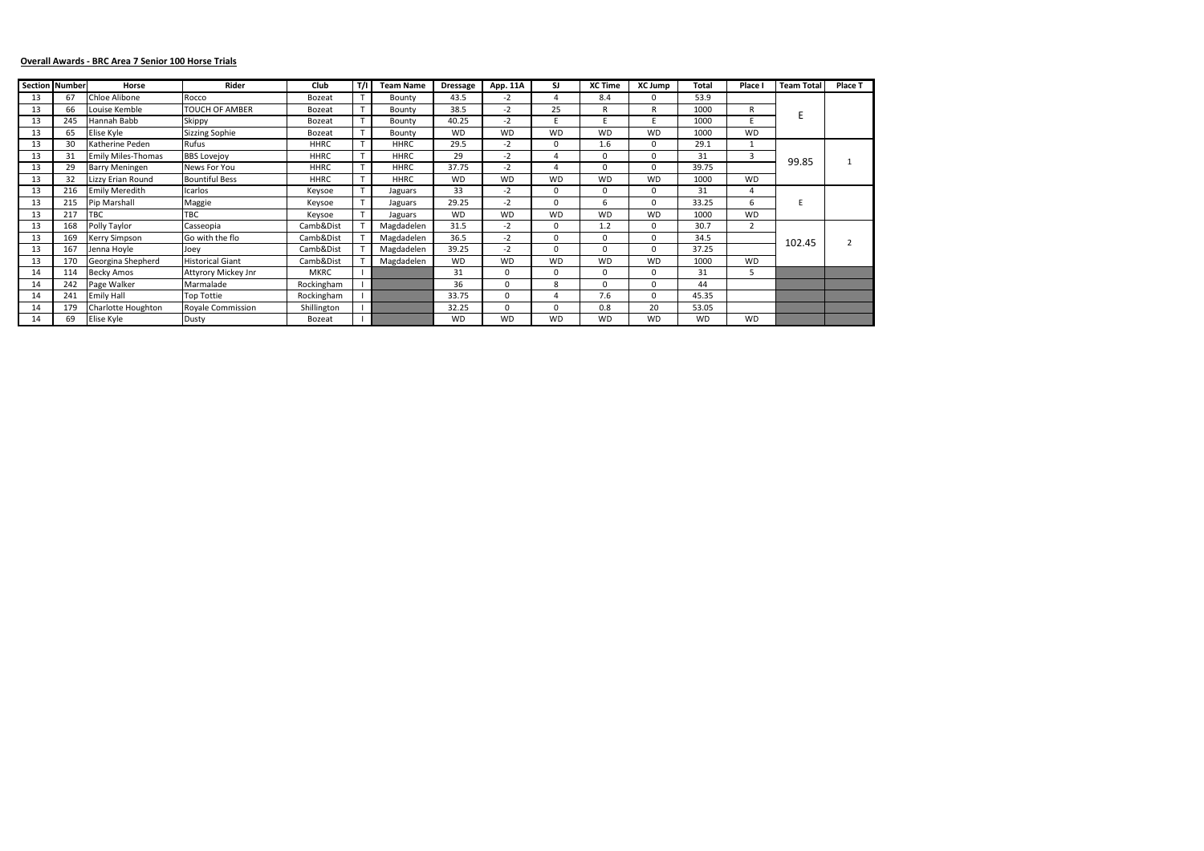**Overall Awards - BRC Area 7 Senior 100 Horse Trials**

| Section | Number | Horse | Rider | Club | T/I | Team Name | Dressage | App. 11A | SJ | XC Time | XC Jump | Total | Place I | Team Total | Place T |
|---|---|---|---|---|---|---|---|---|---|---|---|---|---|---|---|
| 13 | 67 | Chloe Alibone | Rocco | Bozeat | T | Bounty | 43.5 | -2 | 4 | 8.4 | 0 | 53.9 | | E | |
| 13 | 66 | Louise Kemble | TOUCH OF AMBER | Bozeat | T | Bounty | 38.5 | -2 | 25 | R | R | 1000 | R | | |
| 13 | 245 | Hannah Babb | Skippy | Bozeat | T | Bounty | 40.25 | -2 | E | E | E | 1000 | E | | |
| 13 | 65 | Elise Kyle | Sizzing Sophie | Bozeat | T | Bounty | WD | WD | WD | WD | WD | 1000 | WD | | |
| 13 | 30 | Katherine Peden | Rufus | HHRC | T | HHRC | 29.5 | -2 | 0 | 1.6 | 0 | 29.1 | 1 | 99.85 | 1 |
| 13 | 31 | Emily Miles-Thomas | BBS Lovejoy | HHRC | T | HHRC | 29 | -2 | 4 | 0 | 0 | 31 | 3 | | |
| 13 | 29 | Barry Meningen | News For You | HHRC | T | HHRC | 37.75 | -2 | 4 | 0 | 0 | 39.75 | | | |
| 13 | 32 | Lizzy Erian Round | Bountiful Bess | HHRC | T | HHRC | WD | WD | WD | WD | WD | 1000 | WD | | |
| 13 | 216 | Emily Meredith | Icarlos | Keysoe | T | Jaguars | 33 | -2 | 0 | 0 | 0 | 31 | 4 | E | |
| 13 | 215 | Pip Marshall | Maggie | Keysoe | T | Jaguars | 29.25 | -2 | 0 | 6 | 0 | 33.25 | 6 | | |
| 13 | 217 | TBC | TBC | Keysoe | T | Jaguars | WD | WD | WD | WD | WD | 1000 | WD | | |
| 13 | 168 | Polly Taylor | Casseopia | Camb&Dist | T | Magdadelen | 31.5 | -2 | 0 | 1.2 | 0 | 30.7 | 2 | 102.45 | 2 |
| 13 | 169 | Kerry Simpson | Go with the flo | Camb&Dist | T | Magdadelen | 36.5 | -2 | 0 | 0 | 0 | 34.5 | | | |
| 13 | 167 | Jenna Hoyle | Joey | Camb&Dist | T | Magdadelen | 39.25 | -2 | 0 | 0 | 0 | 37.25 | | | |
| 13 | 170 | Georgina Shepherd | Historical Giant | Camb&Dist | T | Magdadelen | WD | WD | WD | WD | WD | 1000 | WD | | |
| 14 | 114 | Becky Amos | Attyrory Mickey Jnr | MKRC | I | | 31 | 0 | 0 | 0 | 0 | 31 | 5 | | |
| 14 | 242 | Page Walker | Marmalade | Rockingham | I | | 36 | 0 | 8 | 0 | 0 | 44 | | | |
| 14 | 241 | Emily Hall | Top Tottie | Rockingham | I | | 33.75 | 0 | 4 | 7.6 | 0 | 45.35 | | | |
| 14 | 179 | Charlotte Houghton | Royale Commission | Shillington | I | | 32.25 | 0 | 0 | 0.8 | 20 | 53.05 | | | |
| 14 | 69 | Elise Kyle | Dusty | Bozeat | I | | WD | WD | WD | WD | WD | WD | WD | | |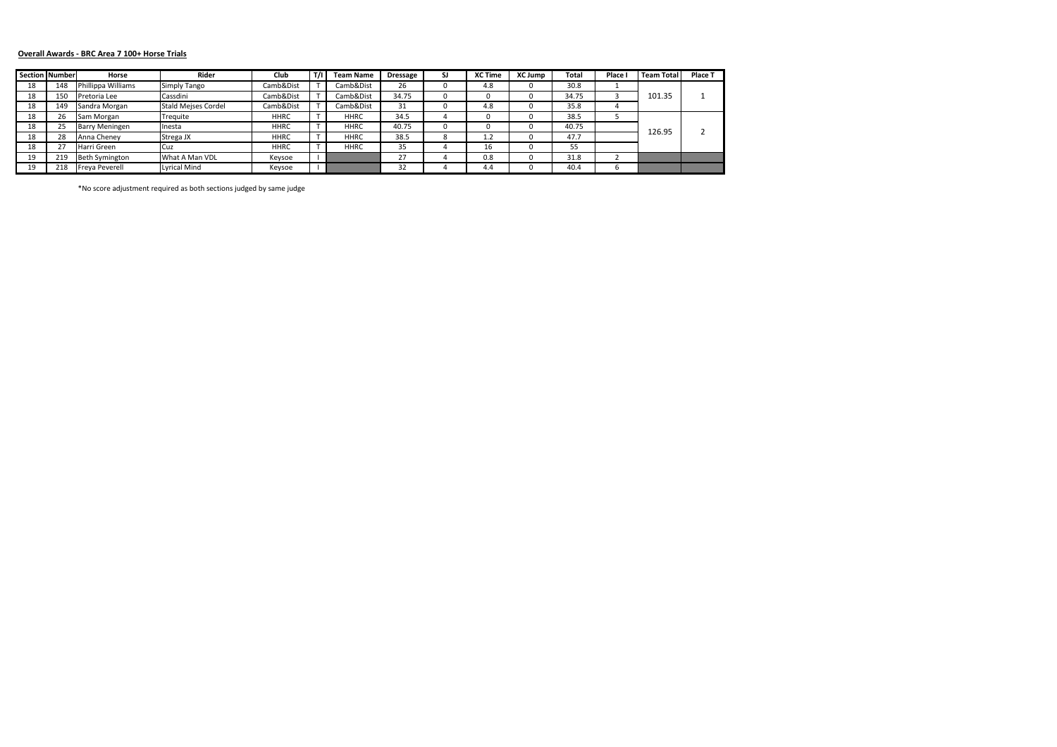**Overall Awards - BRC Area 7 100+ Horse Trials**

| Section | Number | Horse | Rider | Club | T/I | Team Name | Dressage | SJ | XC Time | XC Jump | Total | Place I | Team Total | Place T |
|---|---|---|---|---|---|---|---|---|---|---|---|---|---|---|
| 18 | 148 | Phillippa Williams | Simply Tango | Camb&Dist | T | Camb&Dist | 26 | 0 | 4.8 | 0 | 30.8 | 1 | 101.35 | 1 |
| 18 | 150 | Pretoria Lee | Cassdini | Camb&Dist | T | Camb&Dist | 34.75 | 0 | 0 | 0 | 34.75 | 3 | | |
| 18 | 149 | Sandra Morgan | Stald Mejses Cordel | Camb&Dist | T | Camb&Dist | 31 | 0 | 4.8 | 0 | 35.8 | 4 | | |
| 18 | 26 | Sam Morgan | Trequite | HHRC | T | HHRC | 34.5 | 4 | 0 | 0 | 38.5 | 5 | 126.95 | 2 |
| 18 | 25 | Barry Meningen | Inesta | HHRC | T | HHRC | 40.75 | 0 | 0 | 0 | 40.75 | | | |
| 18 | 28 | Anna Cheney | Strega JX | HHRC | T | HHRC | 38.5 | 8 | 1.2 | 0 | 47.7 | | | |
| 18 | 27 | Harri Green | Cuz | HHRC | T | HHRC | 35 | 4 | 16 | 0 | 55 | | | |
| 19 | 219 | Beth Symington | What A Man VDL | Keysoe | I | | 27 | 4 | 0.8 | 0 | 31.8 | 2 | | |
| 19 | 218 | Freya Peverell | Lyrical Mind | Keysoe | I | | 32 | 4 | 4.4 | 0 | 40.4 | 6 | | |

*No score adjustment required as both sections judged by same judge